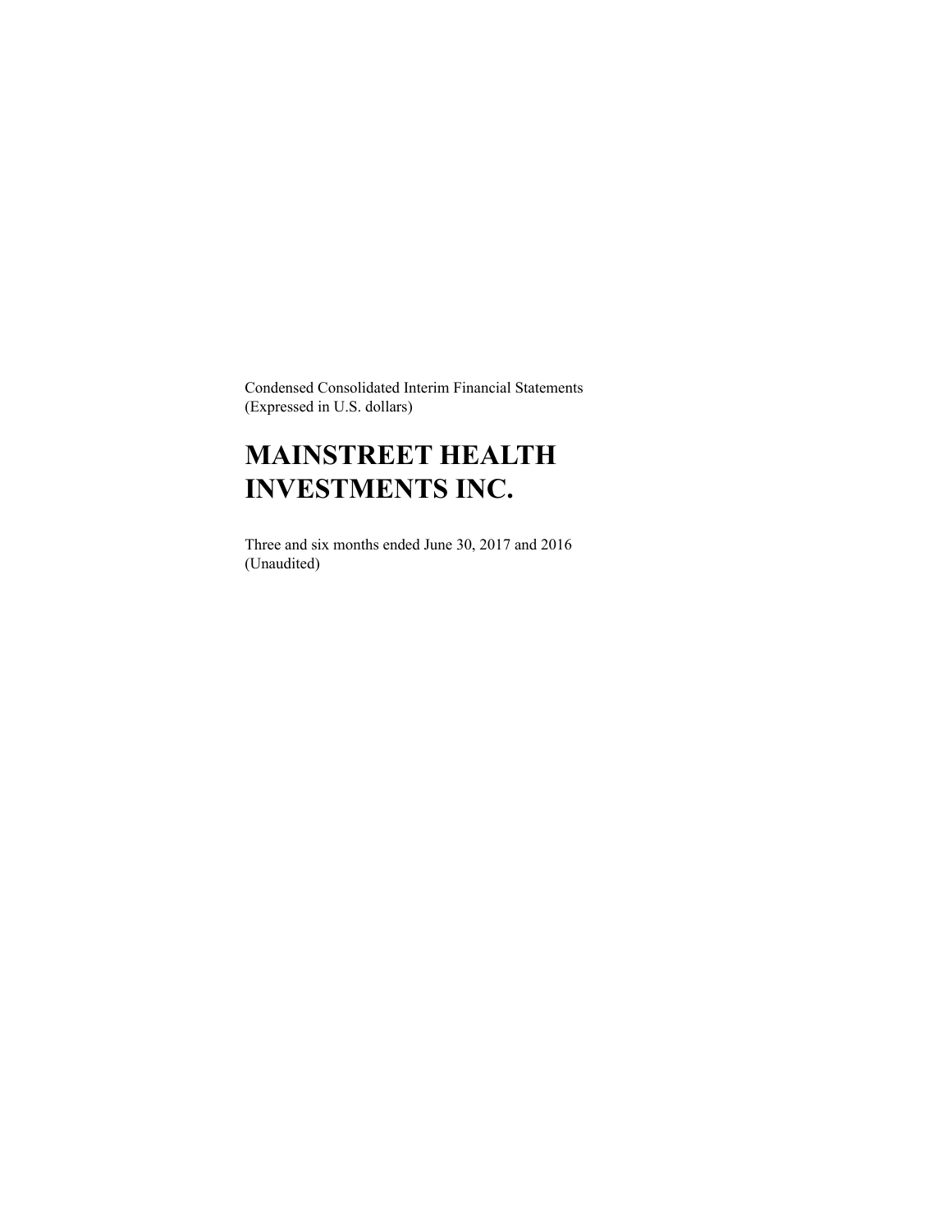Condensed Consolidated Interim Financial Statements
(Expressed in U.S. dollars)

# MAINSTREET HEALTH INVESTMENTS INC.

Three and six months ended June 30, 2017 and 2016
(Unaudited)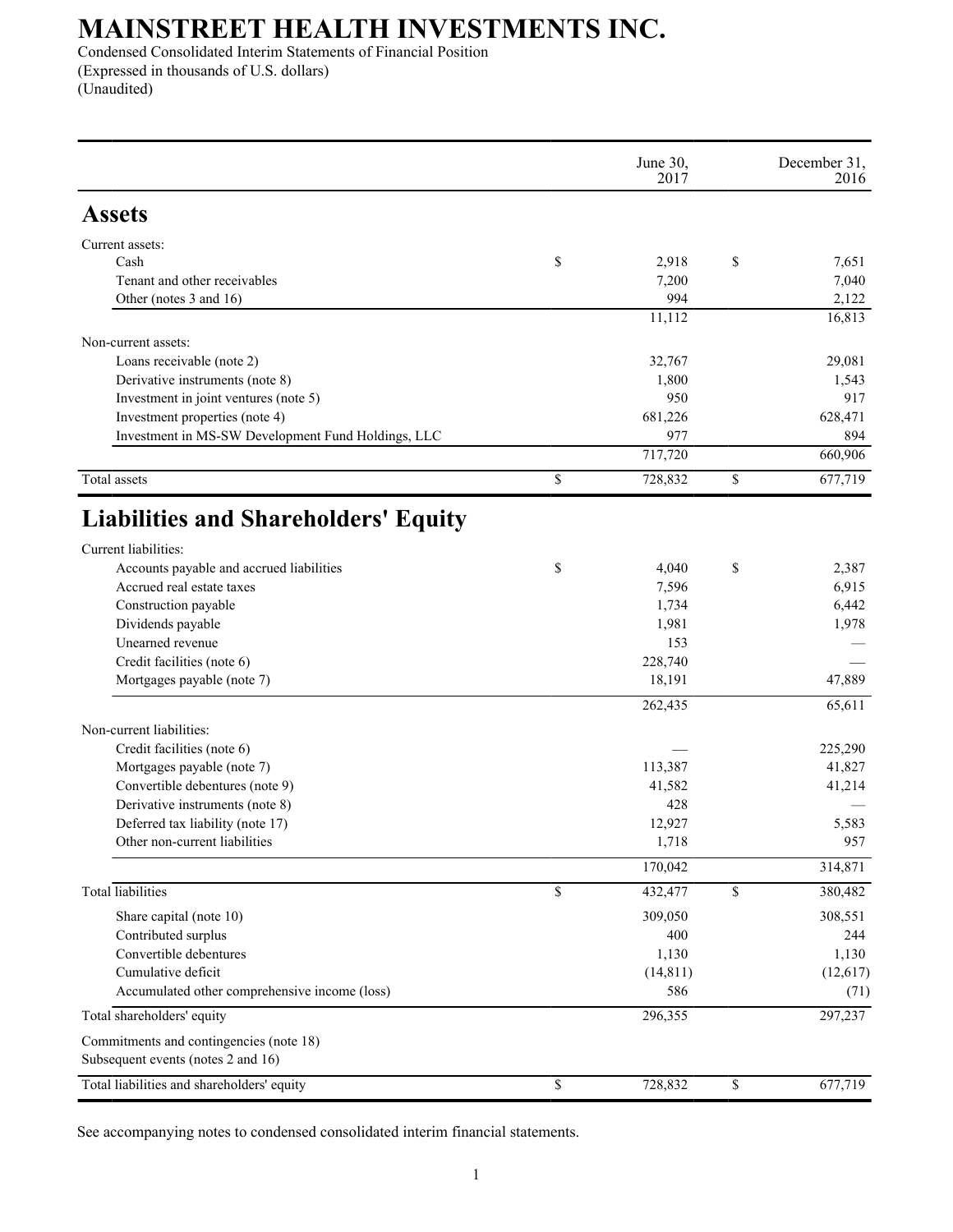# MAINSTREET HEALTH INVESTMENTS INC.

Condensed Consolidated Interim Statements of Financial Position
(Expressed in thousands of U.S. dollars)
(Unaudited)

| | June 30, 2017 | December 31, 2016 |
|---|---|---|
| **Assets** | | |
| Current assets: | | |
| Cash | $ 2,918 | $ 7,651 |
| Tenant and other receivables | 7,200 | 7,040 |
| Other (notes 3 and 16) | 994 | 2,122 |
| | 11,112 | 16,813 |
| Non-current assets: | | |
| Loans receivable (note 2) | 32,767 | 29,081 |
| Derivative instruments (note 8) | 1,800 | 1,543 |
| Investment in joint ventures (note 5) | 950 | 917 |
| Investment properties (note 4) | 681,226 | 628,471 |
| Investment in MS-SW Development Fund Holdings, LLC | 977 | 894 |
| | 717,720 | 660,906 |
| Total assets | $ 728,832 | $ 677,719 |
| **Liabilities and Shareholders' Equity** | | |
| Current liabilities: | | |
| Accounts payable and accrued liabilities | $ 4,040 | $ 2,387 |
| Accrued real estate taxes | 7,596 | 6,915 |
| Construction payable | 1,734 | 6,442 |
| Dividends payable | 1,981 | 1,978 |
| Unearned revenue | 153 | — |
| Credit facilities (note 6) | 228,740 | — |
| Mortgages payable (note 7) | 18,191 | 47,889 |
| | 262,435 | 65,611 |
| Non-current liabilities: | | |
| Credit facilities (note 6) | — | 225,290 |
| Mortgages payable (note 7) | 113,387 | 41,827 |
| Convertible debentures (note 9) | 41,582 | 41,214 |
| Derivative instruments (note 8) | 428 | — |
| Deferred tax liability (note 17) | 12,927 | 5,583 |
| Other non-current liabilities | 1,718 | 957 |
| | 170,042 | 314,871 |
| Total liabilities | $ 432,477 | $ 380,482 |
| Share capital (note 10) | 309,050 | 308,551 |
| Contributed surplus | 400 | 244 |
| Convertible debentures | 1,130 | 1,130 |
| Cumulative deficit | (14,811) | (12,617) |
| Accumulated other comprehensive income (loss) | 586 | (71) |
| Total shareholders' equity | 296,355 | 297,237 |
| Commitments and contingencies (note 18) | | |
| Subsequent events (notes 2 and 16) | | |
| Total liabilities and shareholders' equity | $ 728,832 | $ 677,719 |

See accompanying notes to condensed consolidated interim financial statements.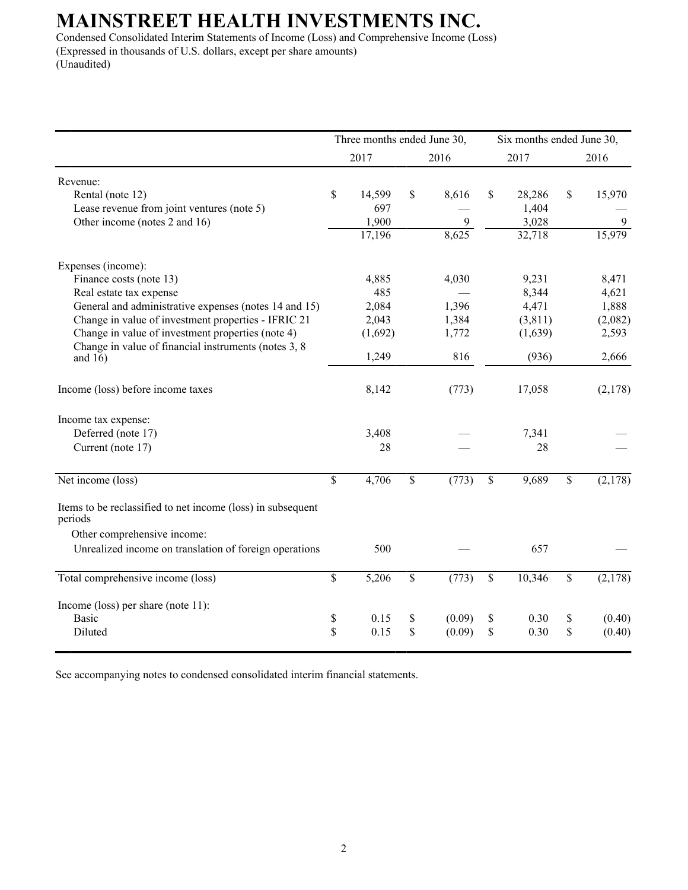# MAINSTREET HEALTH INVESTMENTS INC.

Condensed Consolidated Interim Statements of Income (Loss) and Comprehensive Income (Loss)
(Expressed in thousands of U.S. dollars, except per share amounts)
(Unaudited)

| | Three months ended June 30, | | Six months ended June 30, | |
|---|---|---|---|---|
| | 2017 | 2016 | 2017 | 2016 |
| Revenue: | | | | |
| Rental (note 12) | $ 14,599 | $ 8,616 | $ 28,286 | $ 15,970 |
| Lease revenue from joint ventures (note 5) | 697 | — | 1,404 | — |
| Other income (notes 2 and 16) | 1,900 | 9 | 3,028 | 9 |
| | 17,196 | 8,625 | 32,718 | 15,979 |
| Expenses (income): | | | | |
| Finance costs (note 13) | 4,885 | 4,030 | 9,231 | 8,471 |
| Real estate tax expense | 485 | — | 8,344 | 4,621 |
| General and administrative expenses (notes 14 and 15) | 2,084 | 1,396 | 4,471 | 1,888 |
| Change in value of investment properties - IFRIC 21 | 2,043 | 1,384 | (3,811) | (2,082) |
| Change in value of investment properties (note 4) | (1,692) | 1,772 | (1,639) | 2,593 |
| Change in value of financial instruments (notes 3, 8 and 16) | 1,249 | 816 | (936) | 2,666 |
| Income (loss) before income taxes | 8,142 | (773) | 17,058 | (2,178) |
| Income tax expense: | | | | |
| Deferred (note 17) | 3,408 | — | 7,341 | — |
| Current (note 17) | 28 | — | 28 | — |
| Net income (loss) | $ 4,706 | $ (773) | $ 9,689 | $ (2,178) |
| Items to be reclassified to net income (loss) in subsequent periods | | | | |
| Other comprehensive income: | | | | |
| Unrealized income on translation of foreign operations | 500 | — | 657 | — |
| Total comprehensive income (loss) | $ 5,206 | $ (773) | $ 10,346 | $ (2,178) |
| Income (loss) per share (note 11): | | | | |
| Basic | $ 0.15 | $ (0.09) | $ 0.30 | $ (0.40) |
| Diluted | $ 0.15 | $ (0.09) | $ 0.30 | $ (0.40) |

See accompanying notes to condensed consolidated interim financial statements.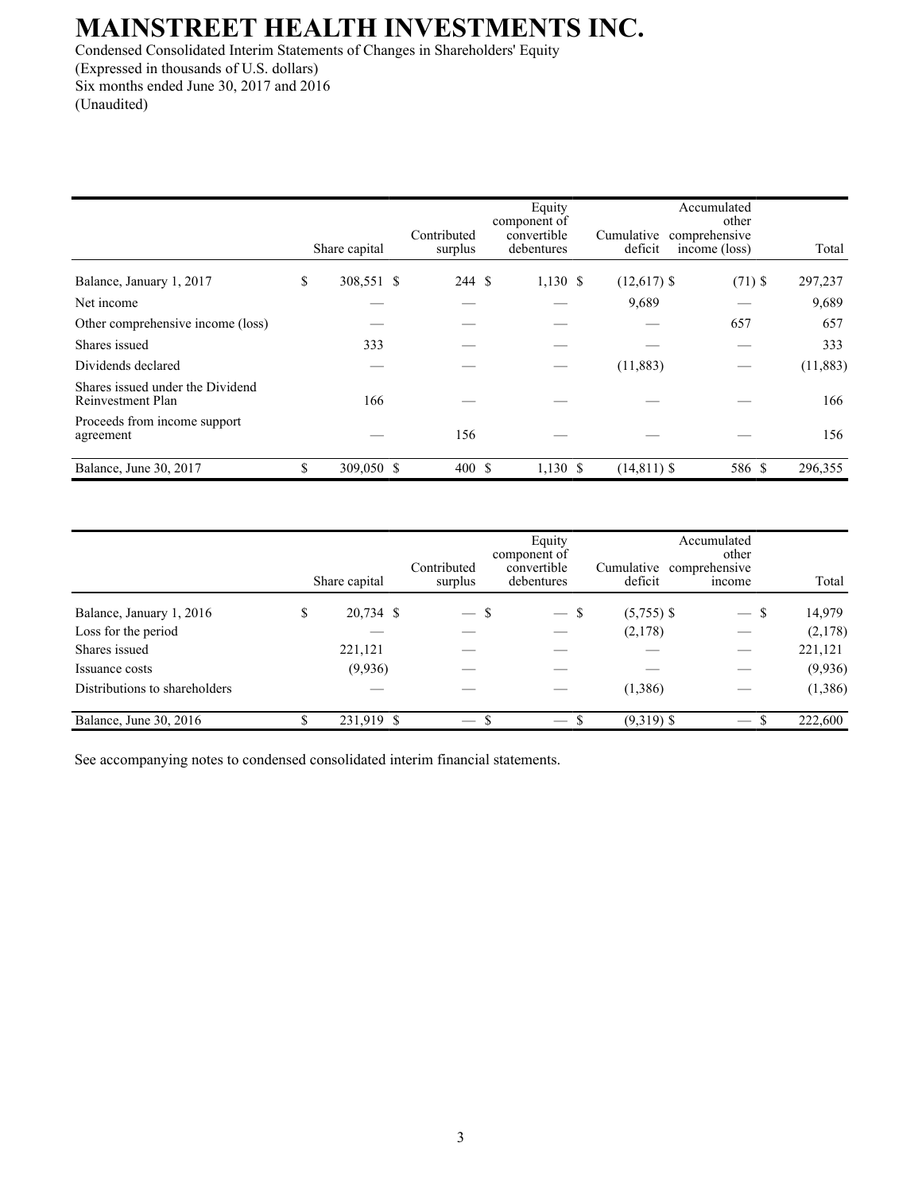# MAINSTREET HEALTH INVESTMENTS INC.

Condensed Consolidated Interim Statements of Changes in Shareholders' Equity
(Expressed in thousands of U.S. dollars)
Six months ended June 30, 2017 and 2016
(Unaudited)

| | Share capital | Contributed surplus | Equity component of convertible debentures | Cumulative deficit | Accumulated other comprehensive income (loss) | Total |
|---|---|---|---|---|---|---|
| Balance, January 1, 2017 | $ 308,551 | $ 244 | $ 1,130 | $ (12,617) | $ (71) | $ 297,237 |
| Net income | — | — | — | 9,689 | — | 9,689 |
| Other comprehensive income (loss) | — | — | — | — | 657 | 657 |
| Shares issued | 333 | — | — | — | — | 333 |
| Dividends declared | — | — | — | (11,883) | — | (11,883) |
| Shares issued under the Dividend Reinvestment Plan | 166 | — | — | — | — | 166 |
| Proceeds from income support agreement | — | 156 | — | — | — | 156 |
| Balance, June 30, 2017 | $ 309,050 | $ 400 | $ 1,130 | $ (14,811) | $ 586 | $ 296,355 |

| | Share capital | Contributed surplus | Equity component of convertible debentures | Cumulative deficit | Accumulated other comprehensive income | Total |
|---|---|---|---|---|---|---|
| Balance, January 1, 2016 | $ 20,734 | $ — | $ — | $ (5,755) | $ — | $ 14,979 |
| Loss for the period | — | — | — | (2,178) | — | (2,178) |
| Shares issued | 221,121 | — | — | — | — | 221,121 |
| Issuance costs | (9,936) | — | — | — | — | (9,936) |
| Distributions to shareholders | — | — | — | (1,386) | — | (1,386) |
| Balance, June 30, 2016 | $ 231,919 | $ — | $ — | $ (9,319) | $ — | $ 222,600 |

See accompanying notes to condensed consolidated interim financial statements.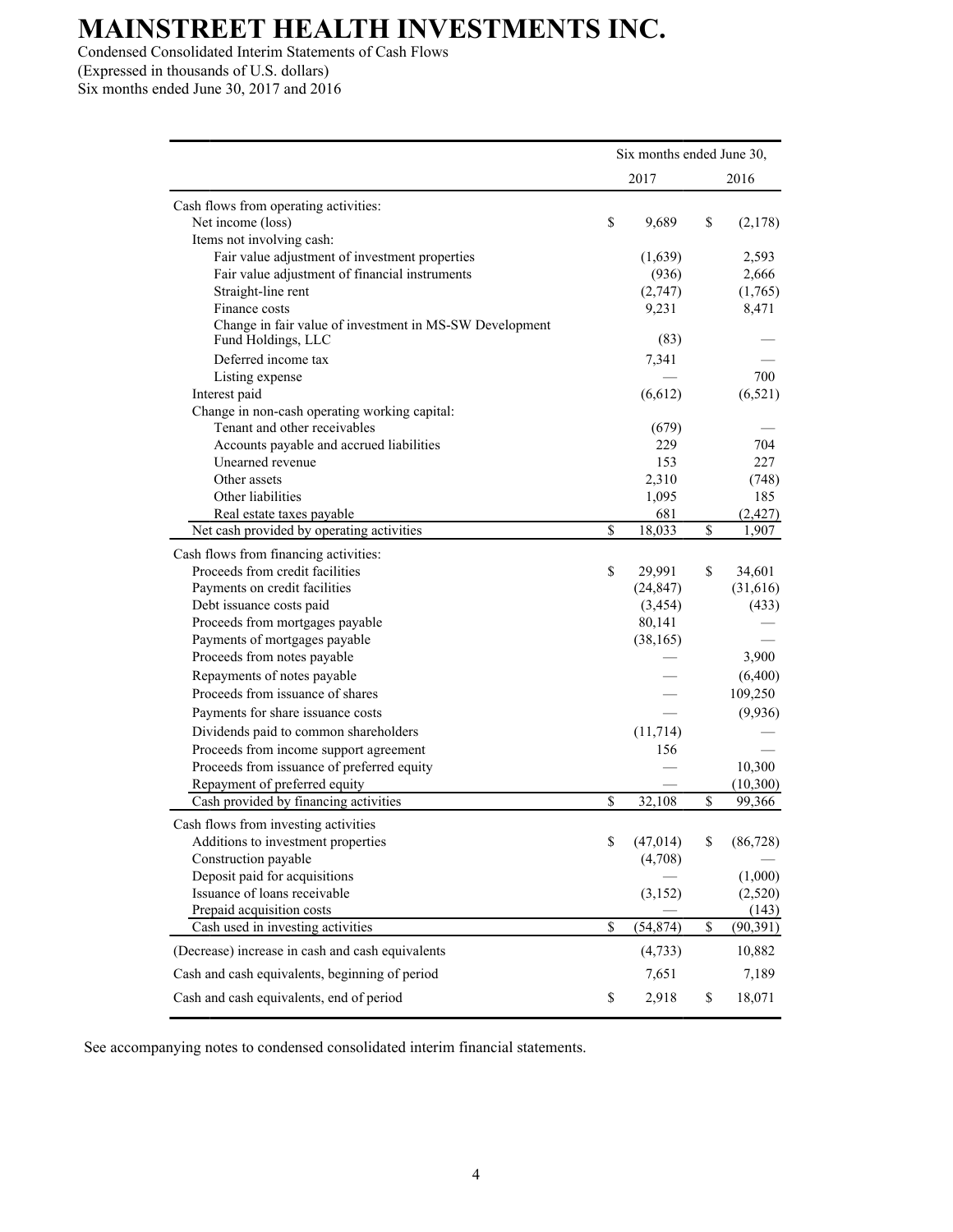# MAINSTREET HEALTH INVESTMENTS INC.

Condensed Consolidated Interim Statements of Cash Flows
(Expressed in thousands of U.S. dollars)
Six months ended June 30, 2017 and 2016

| | Six months ended June 30, | |
|---|---|---|
| | 2017 | 2016 |
| Cash flows from operating activities: | | |
| Net income (loss) | $ 9,689 | $ (2,178) |
| Items not involving cash: | | |
| Fair value adjustment of investment properties | (1,639) | 2,593 |
| Fair value adjustment of financial instruments | (936) | 2,666 |
| Straight-line rent | (2,747) | (1,765) |
| Finance costs | 9,231 | 8,471 |
| Change in fair value of investment in MS-SW Development Fund Holdings, LLC | (83) | — |
| Deferred income tax | 7,341 | — |
| Listing expense | — | 700 |
| Interest paid | (6,612) | (6,521) |
| Change in non-cash operating working capital: | | |
| Tenant and other receivables | (679) | — |
| Accounts payable and accrued liabilities | 229 | 704 |
| Unearned revenue | 153 | 227 |
| Other assets | 2,310 | (748) |
| Other liabilities | 1,095 | 185 |
| Real estate taxes payable | 681 | (2,427) |
| Net cash provided by operating activities | $ 18,033 | $ 1,907 |
| Cash flows from financing activities: | | |
| Proceeds from credit facilities | $ 29,991 | $ 34,601 |
| Payments on credit facilities | (24,847) | (31,616) |
| Debt issuance costs paid | (3,454) | (433) |
| Proceeds from mortgages payable | 80,141 | — |
| Payments of mortgages payable | (38,165) | — |
| Proceeds from notes payable | — | 3,900 |
| Repayments of notes payable | — | (6,400) |
| Proceeds from issuance of shares | — | 109,250 |
| Payments for share issuance costs | — | (9,936) |
| Dividends paid to common shareholders | (11,714) | — |
| Proceeds from income support agreement | 156 | — |
| Proceeds from issuance of preferred equity | — | 10,300 |
| Repayment of preferred equity | — | (10,300) |
| Cash provided by financing activities | $ 32,108 | $ 99,366 |
| Cash flows from investing activities | | |
| Additions to investment properties | $ (47,014) | $ (86,728) |
| Construction payable | (4,708) | — |
| Deposit paid for acquisitions | — | (1,000) |
| Issuance of loans receivable | (3,152) | (2,520) |
| Prepaid acquisition costs | — | (143) |
| Cash used in investing activities | $ (54,874) | $ (90,391) |
| (Decrease) increase in cash and cash equivalents | (4,733) | 10,882 |
| Cash and cash equivalents, beginning of period | 7,651 | 7,189 |
| Cash and cash equivalents, end of period | $ 2,918 | $ 18,071 |

See accompanying notes to condensed consolidated interim financial statements.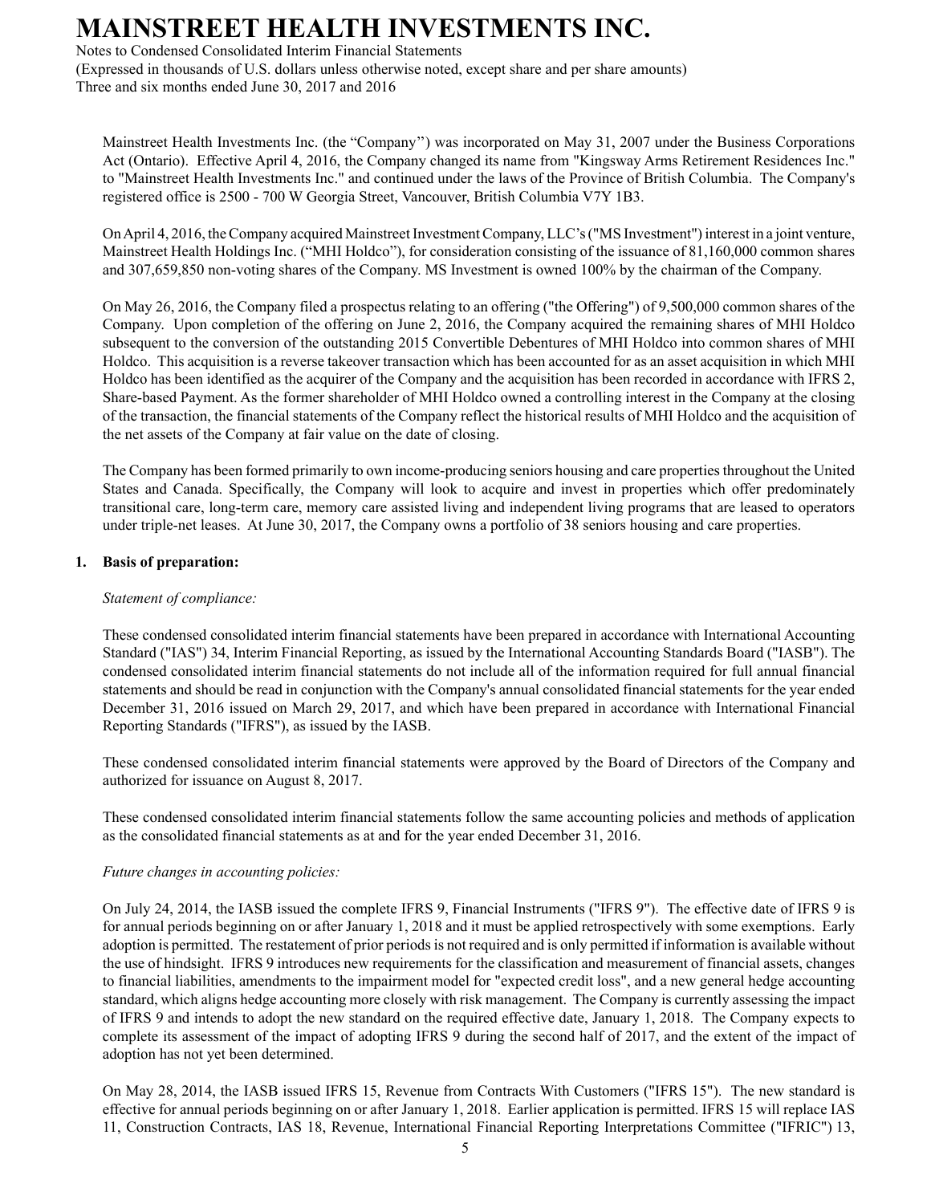Mainstreet Health Investments Inc. (the "Company") was incorporated on May 31, 2007 under the Business Corporations Act (Ontario). Effective April 4, 2016, the Company changed its name from "Kingsway Arms Retirement Residences Inc." to "Mainstreet Health Investments Inc." and continued under the laws of the Province of British Columbia. The Company's registered office is 2500 - 700 W Georgia Street, Vancouver, British Columbia V7Y 1B3.

On April 4, 2016, the Company acquired Mainstreet Investment Company, LLC's ("MS Investment") interest in a joint venture, Mainstreet Health Holdings Inc. ("MHI Holdco"), for consideration consisting of the issuance of 81,160,000 common shares and 307,659,850 non-voting shares of the Company. MS Investment is owned 100% by the chairman of the Company.

On May 26, 2016, the Company filed a prospectus relating to an offering ("the Offering") of 9,500,000 common shares of the Company. Upon completion of the offering on June 2, 2016, the Company acquired the remaining shares of MHI Holdco subsequent to the conversion of the outstanding 2015 Convertible Debentures of MHI Holdco into common shares of MHI Holdco. This acquisition is a reverse takeover transaction which has been accounted for as an asset acquisition in which MHI Holdco has been identified as the acquirer of the Company and the acquisition has been recorded in accordance with IFRS 2, Share-based Payment. As the former shareholder of MHI Holdco owned a controlling interest in the Company at the closing of the transaction, the financial statements of the Company reflect the historical results of MHI Holdco and the acquisition of the net assets of the Company at fair value on the date of closing.

The Company has been formed primarily to own income-producing seniors housing and care properties throughout the United States and Canada. Specifically, the Company will look to acquire and invest in properties which offer predominately transitional care, long-term care, memory care assisted living and independent living programs that are leased to operators under triple-net leases. At June 30, 2017, the Company owns a portfolio of 38 seniors housing and care properties.

## 1. Basis of preparation:

*Statement of compliance:*

These condensed consolidated interim financial statements have been prepared in accordance with International Accounting Standard ("IAS") 34, Interim Financial Reporting, as issued by the International Accounting Standards Board ("IASB"). The condensed consolidated interim financial statements do not include all of the information required for full annual financial statements and should be read in conjunction with the Company's annual consolidated financial statements for the year ended December 31, 2016 issued on March 29, 2017, and which have been prepared in accordance with International Financial Reporting Standards ("IFRS"), as issued by the IASB.

These condensed consolidated interim financial statements were approved by the Board of Directors of the Company and authorized for issuance on August 8, 2017.

These condensed consolidated interim financial statements follow the same accounting policies and methods of application as the consolidated financial statements as at and for the year ended December 31, 2016.

*Future changes in accounting policies:*

On July 24, 2014, the IASB issued the complete IFRS 9, Financial Instruments ("IFRS 9"). The effective date of IFRS 9 is for annual periods beginning on or after January 1, 2018 and it must be applied retrospectively with some exemptions. Early adoption is permitted. The restatement of prior periods is not required and is only permitted if information is available without the use of hindsight. IFRS 9 introduces new requirements for the classification and measurement of financial assets, changes to financial liabilities, amendments to the impairment model for "expected credit loss", and a new general hedge accounting standard, which aligns hedge accounting more closely with risk management. The Company is currently assessing the impact of IFRS 9 and intends to adopt the new standard on the required effective date, January 1, 2018. The Company expects to complete its assessment of the impact of adopting IFRS 9 during the second half of 2017, and the extent of the impact of adoption has not yet been determined.

On May 28, 2014, the IASB issued IFRS 15, Revenue from Contracts With Customers ("IFRS 15"). The new standard is effective for annual periods beginning on or after January 1, 2018. Earlier application is permitted. IFRS 15 will replace IAS 11, Construction Contracts, IAS 18, Revenue, International Financial Reporting Interpretations Committee ("IFRIC") 13,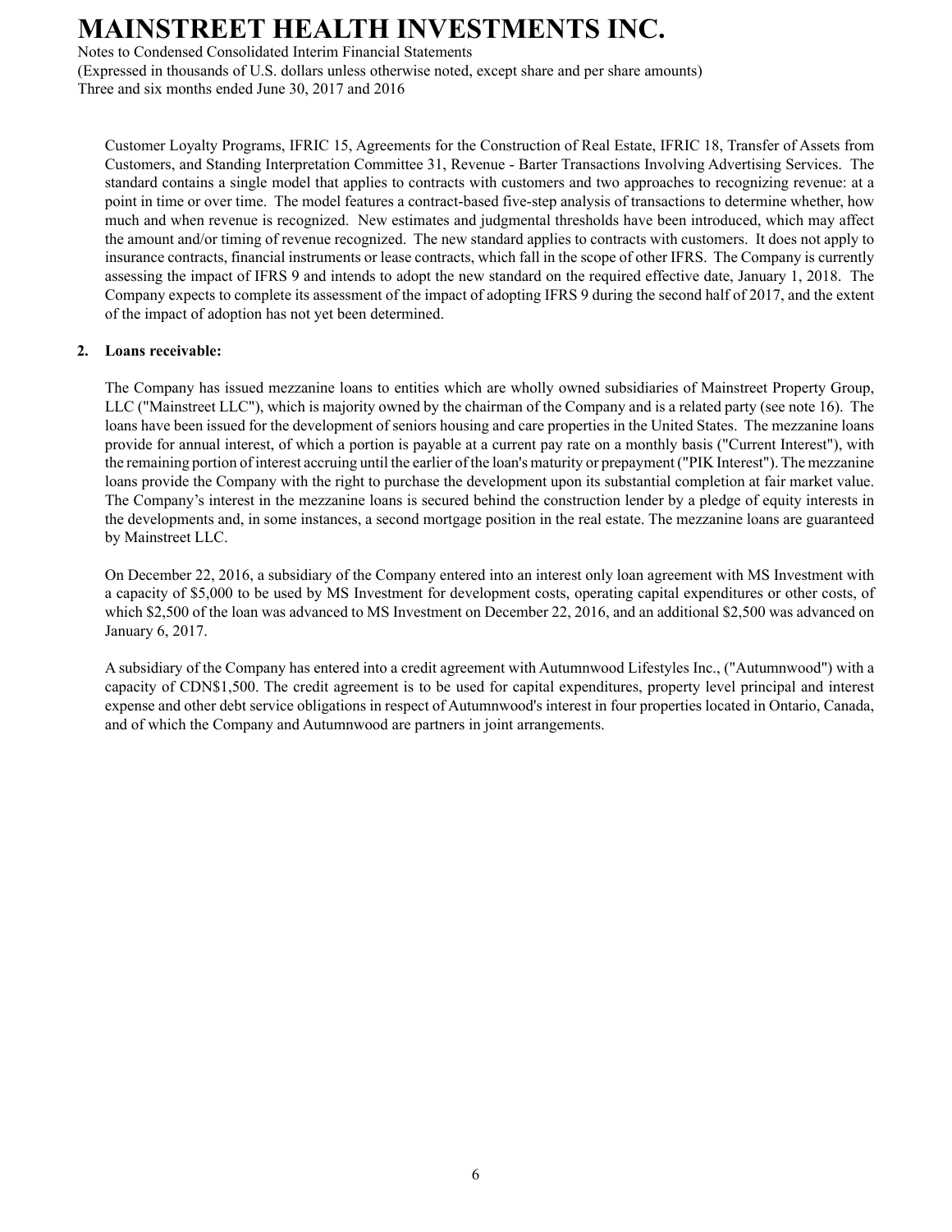Customer Loyalty Programs, IFRIC 15, Agreements for the Construction of Real Estate, IFRIC 18, Transfer of Assets from Customers, and Standing Interpretation Committee 31, Revenue - Barter Transactions Involving Advertising Services. The standard contains a single model that applies to contracts with customers and two approaches to recognizing revenue: at a point in time or over time. The model features a contract-based five-step analysis of transactions to determine whether, how much and when revenue is recognized. New estimates and judgmental thresholds have been introduced, which may affect the amount and/or timing of revenue recognized. The new standard applies to contracts with customers. It does not apply to insurance contracts, financial instruments or lease contracts, which fall in the scope of other IFRS. The Company is currently assessing the impact of IFRS 9 and intends to adopt the new standard on the required effective date, January 1, 2018. The Company expects to complete its assessment of the impact of adopting IFRS 9 during the second half of 2017, and the extent of the impact of adoption has not yet been determined.

## 2. Loans receivable:

The Company has issued mezzanine loans to entities which are wholly owned subsidiaries of Mainstreet Property Group, LLC ("Mainstreet LLC"), which is majority owned by the chairman of the Company and is a related party (see note 16). The loans have been issued for the development of seniors housing and care properties in the United States. The mezzanine loans provide for annual interest, of which a portion is payable at a current pay rate on a monthly basis ("Current Interest"), with the remaining portion of interest accruing until the earlier of the loan's maturity or prepayment ("PIK Interest"). The mezzanine loans provide the Company with the right to purchase the development upon its substantial completion at fair market value. The Company's interest in the mezzanine loans is secured behind the construction lender by a pledge of equity interests in the developments and, in some instances, a second mortgage position in the real estate. The mezzanine loans are guaranteed by Mainstreet LLC.

On December 22, 2016, a subsidiary of the Company entered into an interest only loan agreement with MS Investment with a capacity of $5,000 to be used by MS Investment for development costs, operating capital expenditures or other costs, of which $2,500 of the loan was advanced to MS Investment on December 22, 2016, and an additional $2,500 was advanced on January 6, 2017.

A subsidiary of the Company has entered into a credit agreement with Autumnwood Lifestyles Inc., ("Autumnwood") with a capacity of CDN$1,500. The credit agreement is to be used for capital expenditures, property level principal and interest expense and other debt service obligations in respect of Autumnwood's interest in four properties located in Ontario, Canada, and of which the Company and Autumnwood are partners in joint arrangements.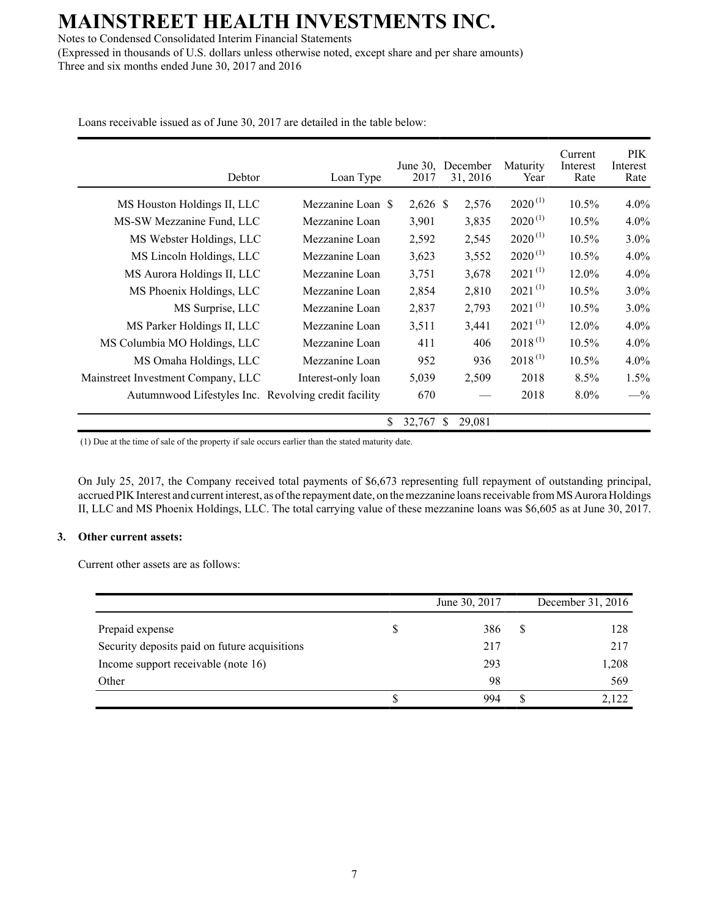Loans receivable issued as of June 30, 2017 are detailed in the table below:

| Debtor | Loan Type | June 30, 2017 | December 31, 2016 | Maturity Year | Current Interest Rate | PIK Interest Rate |
|---|---|---|---|---|---|---|
| MS Houston Holdings II, LLC | Mezzanine Loan | $ 2,626 | $ 2,576 | 2020 (1) | 10.5% | 4.0% |
| MS-SW Mezzanine Fund, LLC | Mezzanine Loan | 3,901 | 3,835 | 2020 (1) | 10.5% | 4.0% |
| MS Webster Holdings, LLC | Mezzanine Loan | 2,592 | 2,545 | 2020 (1) | 10.5% | 3.0% |
| MS Lincoln Holdings, LLC | Mezzanine Loan | 3,623 | 3,552 | 2020 (1) | 10.5% | 4.0% |
| MS Aurora Holdings II, LLC | Mezzanine Loan | 3,751 | 3,678 | 2021 (1) | 12.0% | 4.0% |
| MS Phoenix Holdings, LLC | Mezzanine Loan | 2,854 | 2,810 | 2021 (1) | 10.5% | 3.0% |
| MS Surprise, LLC | Mezzanine Loan | 2,837 | 2,793 | 2021 (1) | 10.5% | 3.0% |
| MS Parker Holdings II, LLC | Mezzanine Loan | 3,511 | 3,441 | 2021 (1) | 12.0% | 4.0% |
| MS Columbia MO Holdings, LLC | Mezzanine Loan | 411 | 406 | 2018 (1) | 10.5% | 4.0% |
| MS Omaha Holdings, LLC | Mezzanine Loan | 952 | 936 | 2018 (1) | 10.5% | 4.0% |
| Mainstreet Investment Company, LLC | Interest-only loan | 5,039 | 2,509 | 2018 | 8.5% | 1.5% |
| Autumnwood Lifestyles Inc. | Revolving credit facility | 670 | — | 2018 | 8.0% | —% |
| | | $ 32,767 | $ 29,081 | | | |

(1) Due at the time of sale of the property if sale occurs earlier than the stated maturity date.

On July 25, 2017, the Company received total payments of $6,673 representing full repayment of outstanding principal, accrued PIK Interest and current interest, as of the repayment date, on the mezzanine loans receivable from MS Aurora Holdings II, LLC and MS Phoenix Holdings, LLC. The total carrying value of these mezzanine loans was $6,605 as at June 30, 2017.

## 3. Other current assets:

Current other assets are as follows:

| | June 30, 2017 | December 31, 2016 |
|---|---|---|
| Prepaid expense | $ 386 | $ 128 |
| Security deposits paid on future acquisitions | 217 | 217 |
| Income support receivable (note 16) | 293 | 1,208 |
| Other | 98 | 569 |
| | $ 994 | $ 2,122 |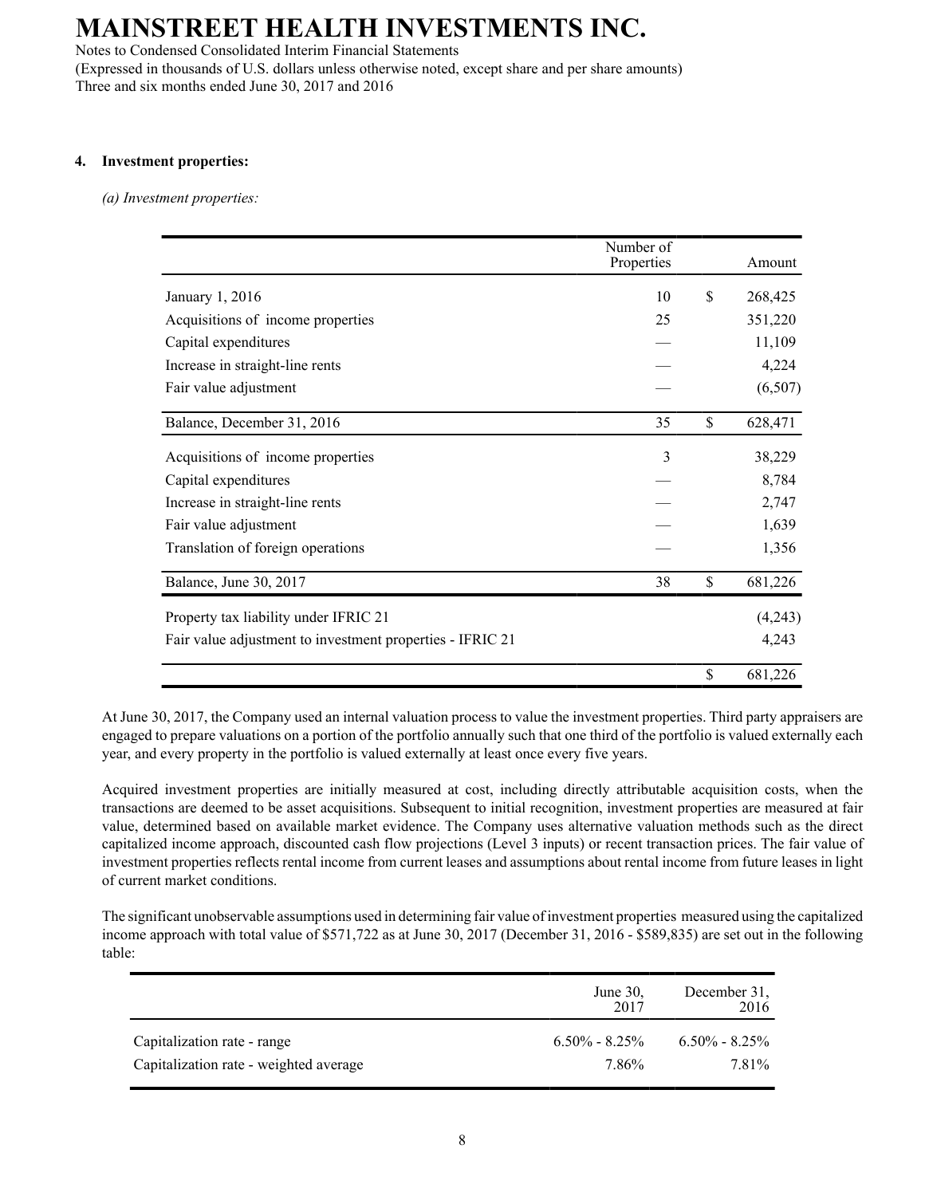# MAINSTREET HEALTH INVESTMENTS INC.

Notes to Condensed Consolidated Interim Financial Statements
(Expressed in thousands of U.S. dollars unless otherwise noted, except share and per share amounts)
Three and six months ended June 30, 2017 and 2016

## 4. Investment properties:

*(a) Investment properties:*

| | Number of Properties | | Amount |
|---|---|---|---|
| January 1, 2016 | 10 | $ | 268,425 |
| Acquisitions of income properties | 25 | | 351,220 |
| Capital expenditures | — | | 11,109 |
| Increase in straight-line rents | — | | 4,224 |
| Fair value adjustment | — | | (6,507) |
| Balance, December 31, 2016 | 35 | $ | 628,471 |
| Acquisitions of income properties | 3 | | 38,229 |
| Capital expenditures | — | | 8,784 |
| Increase in straight-line rents | — | | 2,747 |
| Fair value adjustment | — | | 1,639 |
| Translation of foreign operations | — | | 1,356 |
| Balance, June 30, 2017 | 38 | $ | 681,226 |
| Property tax liability under IFRIC 21 | | | (4,243) |
| Fair value adjustment to investment properties - IFRIC 21 | | | 4,243 |
| | | $ | 681,226 |

At June 30, 2017, the Company used an internal valuation process to value the investment properties. Third party appraisers are engaged to prepare valuations on a portion of the portfolio annually such that one third of the portfolio is valued externally each year, and every property in the portfolio is valued externally at least once every five years.

Acquired investment properties are initially measured at cost, including directly attributable acquisition costs, when the transactions are deemed to be asset acquisitions. Subsequent to initial recognition, investment properties are measured at fair value, determined based on available market evidence. The Company uses alternative valuation methods such as the direct capitalized income approach, discounted cash flow projections (Level 3 inputs) or recent transaction prices. The fair value of investment properties reflects rental income from current leases and assumptions about rental income from future leases in light of current market conditions.

The significant unobservable assumptions used in determining fair value of investment properties measured using the capitalized income approach with total value of $571,722 as at June 30, 2017 (December 31, 2016 - $589,835) are set out in the following table:

| | June 30, 2017 | December 31, 2016 |
|---|---|---|
| Capitalization rate - range | 6.50% - 8.25% | 6.50% - 8.25% |
| Capitalization rate - weighted average | 7.86% | 7.81% |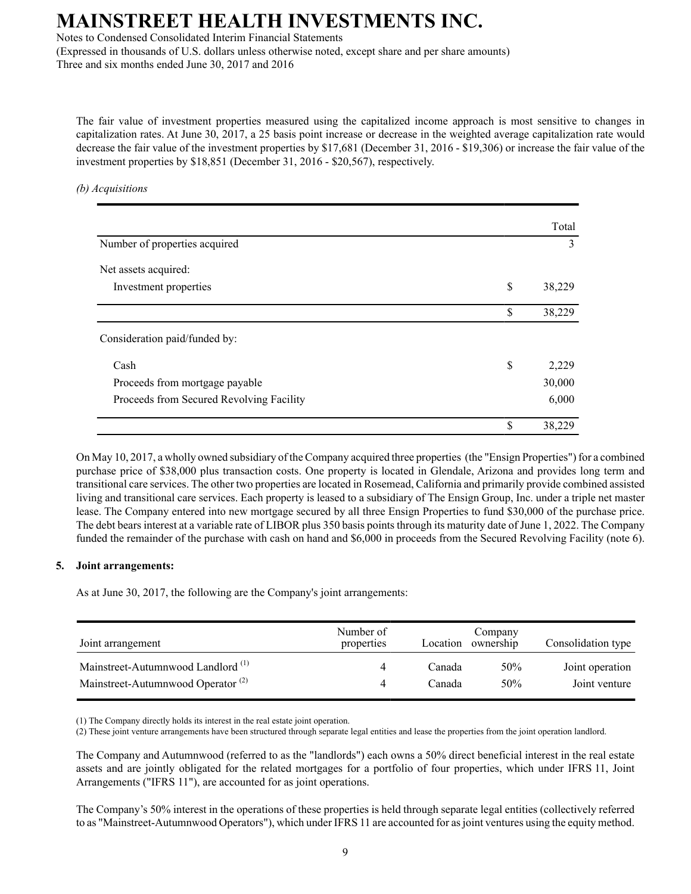The fair value of investment properties measured using the capitalized income approach is most sensitive to changes in capitalization rates. At June 30, 2017, a 25 basis point increase or decrease in the weighted average capitalization rate would decrease the fair value of the investment properties by $17,681 (December 31, 2016 - $19,306) or increase the fair value of the investment properties by $18,851 (December 31, 2016 - $20,567), respectively.

*(b) Acquisitions*

| | | Total |
|---|---|---|
| Number of properties acquired | | 3 |
| Net assets acquired: | | |
| Investment properties | $ | 38,229 |
| | $ | 38,229 |
| Consideration paid/funded by: | | |
| Cash | $ | 2,229 |
| Proceeds from mortgage payable | | 30,000 |
| Proceeds from Secured Revolving Facility | | 6,000 |
| | $ | 38,229 |

On May 10, 2017, a wholly owned subsidiary of the Company acquired three properties (the "Ensign Properties") for a combined purchase price of $38,000 plus transaction costs. One property is located in Glendale, Arizona and provides long term and transitional care services. The other two properties are located in Rosemead, California and primarily provide combined assisted living and transitional care services. Each property is leased to a subsidiary of The Ensign Group, Inc. under a triple net master lease. The Company entered into new mortgage secured by all three Ensign Properties to fund $30,000 of the purchase price. The debt bears interest at a variable rate of LIBOR plus 350 basis points through its maturity date of June 1, 2022. The Company funded the remainder of the purchase with cash on hand and $6,000 in proceeds from the Secured Revolving Facility (note 6).

## 5. Joint arrangements:

As at June 30, 2017, the following are the Company's joint arrangements:

| Joint arrangement | Number of properties | Location | Company ownership | Consolidation type |
|---|---|---|---|---|
| Mainstreet-Autumnwood Landlord [1] | 4 | Canada | 50% | Joint operation |
| Mainstreet-Autumnwood Operator [2] | 4 | Canada | 50% | Joint venture |

(1) The Company directly holds its interest in the real estate joint operation.
(2) These joint venture arrangements have been structured through separate legal entities and lease the properties from the joint operation landlord.

The Company and Autumnwood (referred to as the "landlords") each owns a 50% direct beneficial interest in the real estate assets and are jointly obligated for the related mortgages for a portfolio of four properties, which under IFRS 11, Joint Arrangements ("IFRS 11"), are accounted for as joint operations.

The Company's 50% interest in the operations of these properties is held through separate legal entities (collectively referred to as "Mainstreet-Autumnwood Operators"), which under IFRS 11 are accounted for as joint ventures using the equity method.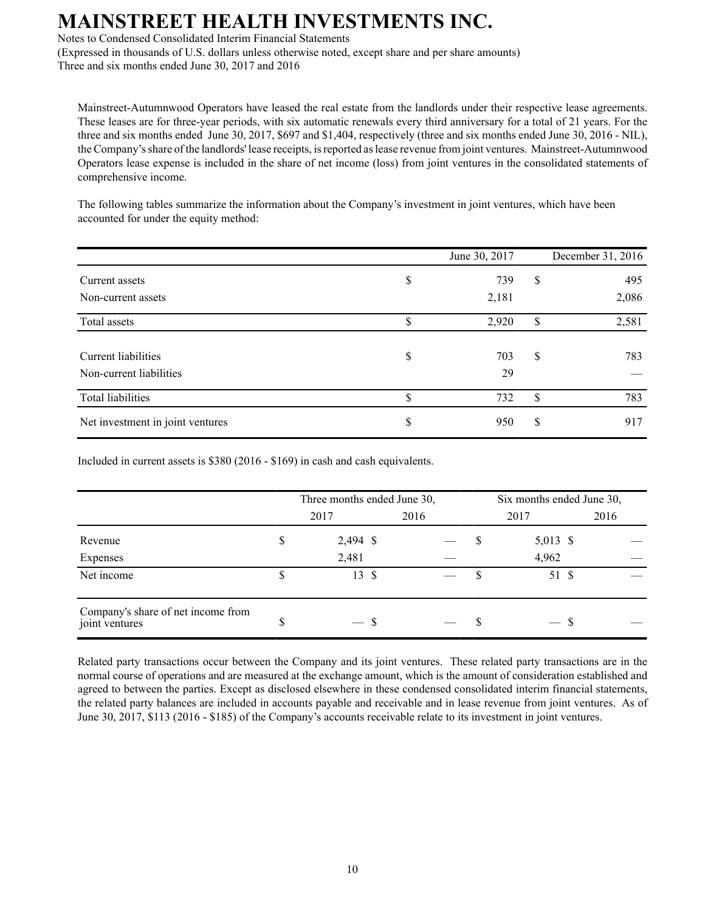Mainstreet-Autumnwood Operators have leased the real estate from the landlords under their respective lease agreements. These leases are for three-year periods, with six automatic renewals every third anniversary for a total of 21 years. For the three and six months ended June 30, 2017, $697 and $1,404, respectively (three and six months ended June 30, 2016 - NIL), the Company's share of the landlords' lease receipts, is reported as lease revenue from joint ventures. Mainstreet-Autumnwood Operators lease expense is included in the share of net income (loss) from joint ventures in the consolidated statements of comprehensive income.

The following tables summarize the information about the Company's investment in joint ventures, which have been accounted for under the equity method:

| | June 30, 2017 | December 31, 2016 |
|---|---|---|
| Current assets | $ 739 | $ 495 |
| Non-current assets | 2,181 | 2,086 |
| Total assets | $ 2,920 | $ 2,581 |
| Current liabilities | $ 703 | $ 783 |
| Non-current liabilities | 29 | — |
| Total liabilities | $ 732 | $ 783 |
| Net investment in joint ventures | $ 950 | $ 917 |

Included in current assets is $380 (2016 - $169) in cash and cash equivalents.

| | Three months ended June 30, | | Six months ended June 30, | |
|---|---|---|---|---|
| | 2017 | 2016 | 2017 | 2016 |
| Revenue | $ 2,494 | $ — | $ 5,013 | $ — |
| Expenses | 2,481 | — | 4,962 | — |
| Net income | $ 13 | $ — | $ 51 | $ — |
| Company's share of net income from joint ventures | $ — | $ — | $ — | $ — |

Related party transactions occur between the Company and its joint ventures. These related party transactions are in the normal course of operations and are measured at the exchange amount, which is the amount of consideration established and agreed to between the parties. Except as disclosed elsewhere in these condensed consolidated interim financial statements, the related party balances are included in accounts payable and receivable and in lease revenue from joint ventures. As of June 30, 2017, $113 (2016 - $185) of the Company's accounts receivable relate to its investment in joint ventures.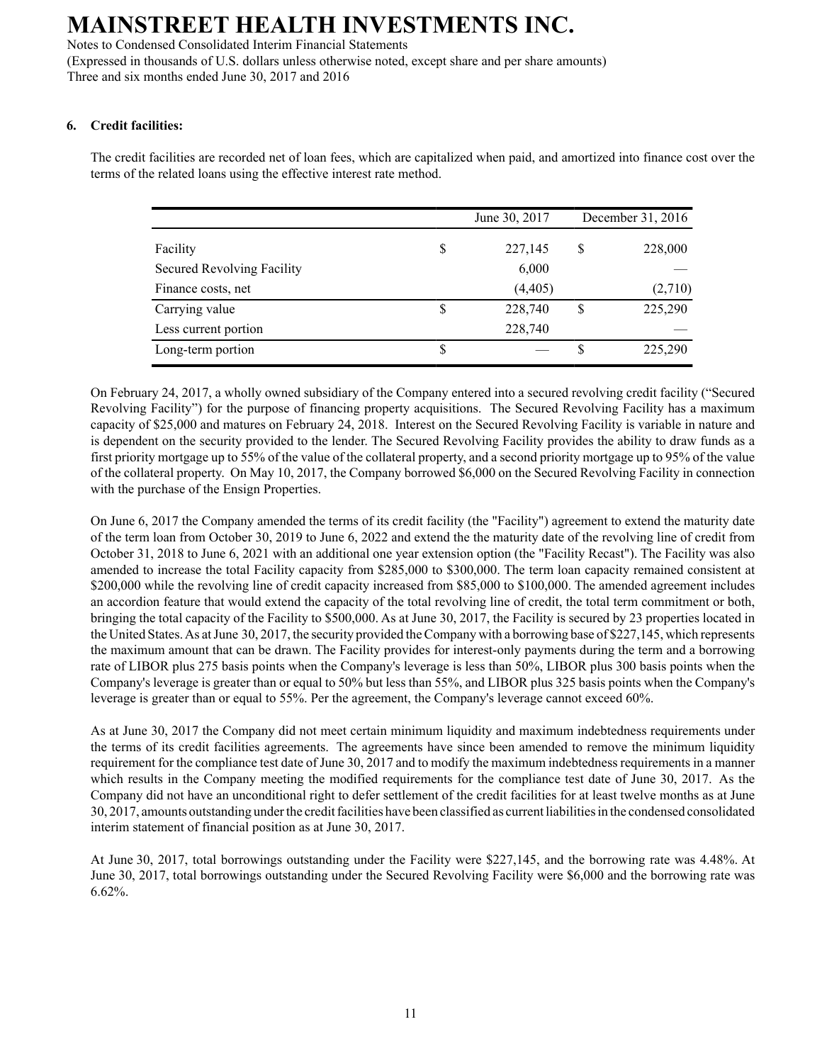## 6. Credit facilities:

The credit facilities are recorded net of loan fees, which are capitalized when paid, and amortized into finance cost over the terms of the related loans using the effective interest rate method.

| | June 30, 2017 | December 31, 2016 |
|---|---|---|
| Facility | $ 227,145 | $ 228,000 |
| Secured Revolving Facility | 6,000 | — |
| Finance costs, net | (4,405) | (2,710) |
| Carrying value | $ 228,740 | $ 225,290 |
| Less current portion | 228,740 | — |
| Long-term portion | $ — | $ 225,290 |

On February 24, 2017, a wholly owned subsidiary of the Company entered into a secured revolving credit facility ("Secured Revolving Facility") for the purpose of financing property acquisitions. The Secured Revolving Facility has a maximum capacity of $25,000 and matures on February 24, 2018. Interest on the Secured Revolving Facility is variable in nature and is dependent on the security provided to the lender. The Secured Revolving Facility provides the ability to draw funds as a first priority mortgage up to 55% of the value of the collateral property, and a second priority mortgage up to 95% of the value of the collateral property. On May 10, 2017, the Company borrowed $6,000 on the Secured Revolving Facility in connection with the purchase of the Ensign Properties.

On June 6, 2017 the Company amended the terms of its credit facility (the "Facility") agreement to extend the maturity date of the term loan from October 30, 2019 to June 6, 2022 and extend the the maturity date of the revolving line of credit from October 31, 2018 to June 6, 2021 with an additional one year extension option (the "Facility Recast"). The Facility was also amended to increase the total Facility capacity from $285,000 to $300,000. The term loan capacity remained consistent at $200,000 while the revolving line of credit capacity increased from $85,000 to $100,000. The amended agreement includes an accordion feature that would extend the capacity of the total revolving line of credit, the total term commitment or both, bringing the total capacity of the Facility to $500,000. As at June 30, 2017, the Facility is secured by 23 properties located in the United States. As at June 30, 2017, the security provided the Company with a borrowing base of $227,145, which represents the maximum amount that can be drawn. The Facility provides for interest-only payments during the term and a borrowing rate of LIBOR plus 275 basis points when the Company's leverage is less than 50%, LIBOR plus 300 basis points when the Company's leverage is greater than or equal to 50% but less than 55%, and LIBOR plus 325 basis points when the Company's leverage is greater than or equal to 55%. Per the agreement, the Company's leverage cannot exceed 60%.

As at June 30, 2017 the Company did not meet certain minimum liquidity and maximum indebtedness requirements under the terms of its credit facilities agreements. The agreements have since been amended to remove the minimum liquidity requirement for the compliance test date of June 30, 2017 and to modify the maximum indebtedness requirements in a manner which results in the Company meeting the modified requirements for the compliance test date of June 30, 2017. As the Company did not have an unconditional right to defer settlement of the credit facilities for at least twelve months as at June 30, 2017, amounts outstanding under the credit facilities have been classified as current liabilities in the condensed consolidated interim statement of financial position as at June 30, 2017.

At June 30, 2017, total borrowings outstanding under the Facility were $227,145, and the borrowing rate was 4.48%. At June 30, 2017, total borrowings outstanding under the Secured Revolving Facility were $6,000 and the borrowing rate was 6.62%.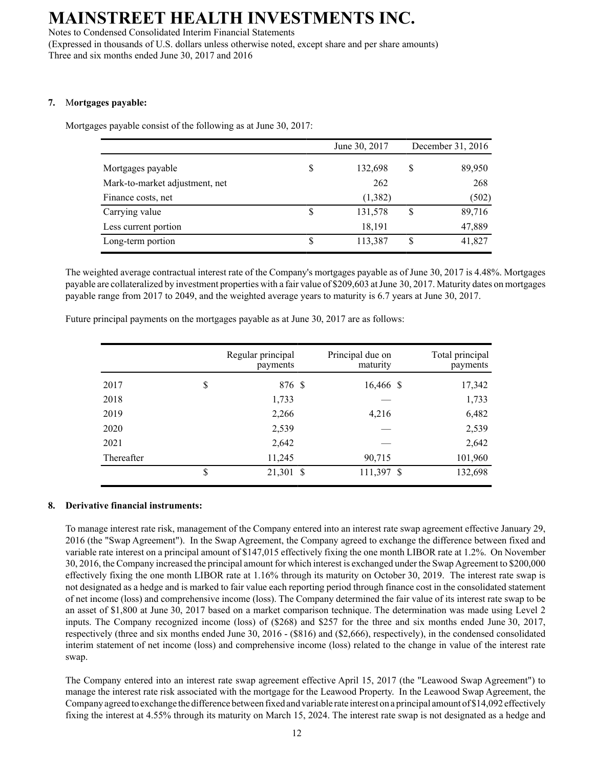### 7. Mortgages payable:

Mortgages payable consist of the following as at June 30, 2017:

| | June 30, 2017 | December 31, 2016 |
|---|---|---|
| Mortgages payable | $ 132,698 | $ 89,950 |
| Mark-to-market adjustment, net | 262 | 268 |
| Finance costs, net | (1,382) | (502) |
| Carrying value | $ 131,578 | $ 89,716 |
| Less current portion | 18,191 | 47,889 |
| Long-term portion | $ 113,387 | $ 41,827 |

The weighted average contractual interest rate of the Company's mortgages payable as of June 30, 2017 is 4.48%. Mortgages payable are collateralized by investment properties with a fair value of $209,603 at June 30, 2017. Maturity dates on mortgages payable range from 2017 to 2049, and the weighted average years to maturity is 6.7 years at June 30, 2017.

Future principal payments on the mortgages payable as at June 30, 2017 are as follows:

| | Regular principal payments | Principal due on maturity | Total principal payments |
|---|---|---|---|
| 2017 | $ 876 | $ 16,466 | $ 17,342 |
| 2018 | 1,733 | — | 1,733 |
| 2019 | 2,266 | 4,216 | 6,482 |
| 2020 | 2,539 | — | 2,539 |
| 2021 | 2,642 | — | 2,642 |
| Thereafter | 11,245 | 90,715 | 101,960 |
| | $ 21,301 | $ 111,397 | $ 132,698 |

### 8. Derivative financial instruments:

To manage interest rate risk, management of the Company entered into an interest rate swap agreement effective January 29, 2016 (the "Swap Agreement"). In the Swap Agreement, the Company agreed to exchange the difference between fixed and variable rate interest on a principal amount of $147,015 effectively fixing the one month LIBOR rate at 1.2%. On November 30, 2016, the Company increased the principal amount for which interest is exchanged under the Swap Agreement to $200,000 effectively fixing the one month LIBOR rate at 1.16% through its maturity on October 30, 2019. The interest rate swap is not designated as a hedge and is marked to fair value each reporting period through finance cost in the consolidated statement of net income (loss) and comprehensive income (loss). The Company determined the fair value of its interest rate swap to be an asset of $1,800 at June 30, 2017 based on a market comparison technique. The determination was made using Level 2 inputs. The Company recognized income (loss) of ($268) and $257 for the three and six months ended June 30, 2017, respectively (three and six months ended June 30, 2016 - ($816) and ($2,666), respectively), in the condensed consolidated interim statement of net income (loss) and comprehensive income (loss) related to the change in value of the interest rate swap.

The Company entered into an interest rate swap agreement effective April 15, 2017 (the "Leawood Swap Agreement") to manage the interest rate risk associated with the mortgage for the Leawood Property. In the Leawood Swap Agreement, the Company agreed to exchange the difference between fixed and variable rate interest on a principal amount of $14,092 effectively fixing the interest at 4.55% through its maturity on March 15, 2024. The interest rate swap is not designated as a hedge and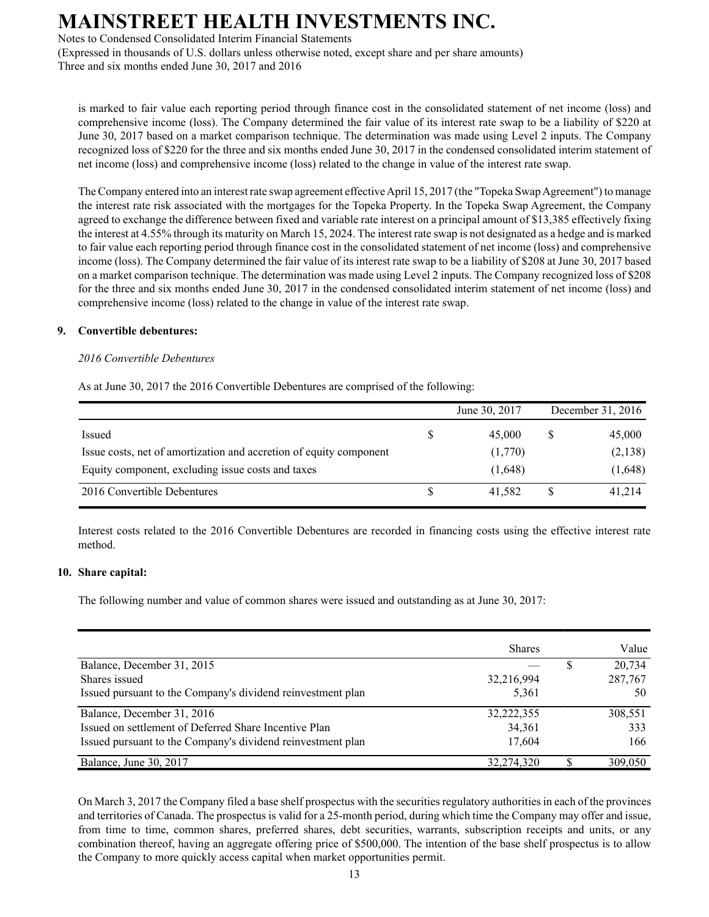is marked to fair value each reporting period through finance cost in the consolidated statement of net income (loss) and comprehensive income (loss). The Company determined the fair value of its interest rate swap to be a liability of $220 at June 30, 2017 based on a market comparison technique. The determination was made using Level 2 inputs. The Company recognized loss of $220 for the three and six months ended June 30, 2017 in the condensed consolidated interim statement of net income (loss) and comprehensive income (loss) related to the change in value of the interest rate swap.

The Company entered into an interest rate swap agreement effective April 15, 2017 (the "Topeka Swap Agreement") to manage the interest rate risk associated with the mortgages for the Topeka Property. In the Topeka Swap Agreement, the Company agreed to exchange the difference between fixed and variable rate interest on a principal amount of $13,385 effectively fixing the interest at 4.55% through its maturity on March 15, 2024. The interest rate swap is not designated as a hedge and is marked to fair value each reporting period through finance cost in the consolidated statement of net income (loss) and comprehensive income (loss). The Company determined the fair value of its interest rate swap to be a liability of $208 at June 30, 2017 based on a market comparison technique. The determination was made using Level 2 inputs. The Company recognized loss of $208 for the three and six months ended June 30, 2017 in the condensed consolidated interim statement of net income (loss) and comprehensive income (loss) related to the change in value of the interest rate swap.

## 9. Convertible debentures:

*2016 Convertible Debentures*

As at June 30, 2017 the 2016 Convertible Debentures are comprised of the following:

| | | June 30, 2017 | | December 31, 2016 |
|---|---|---|---|---|
| Issued | $ | 45,000 | $ | 45,000 |
| Issue costs, net of amortization and accretion of equity component | | (1,770) | | (2,138) |
| Equity component, excluding issue costs and taxes | | (1,648) | | (1,648) |
| 2016 Convertible Debentures | $ | 41,582 | $ | 41,214 |

Interest costs related to the 2016 Convertible Debentures are recorded in financing costs using the effective interest rate method.

## 10. Share capital:

The following number and value of common shares were issued and outstanding as at June 30, 2017:

| | Shares | | Value |
|---|---|---|---|
| Balance, December 31, 2015 | — | $ | 20,734 |
| Shares issued | 32,216,994 | | 287,767 |
| Issued pursuant to the Company's dividend reinvestment plan | 5,361 | | 50 |
| Balance, December 31, 2016 | 32,222,355 | | 308,551 |
| Issued on settlement of Deferred Share Incentive Plan | 34,361 | | 333 |
| Issued pursuant to the Company's dividend reinvestment plan | 17,604 | | 166 |
| Balance, June 30, 2017 | 32,274,320 | $ | 309,050 |

On March 3, 2017 the Company filed a base shelf prospectus with the securities regulatory authorities in each of the provinces and territories of Canada. The prospectus is valid for a 25-month period, during which time the Company may offer and issue, from time to time, common shares, preferred shares, debt securities, warrants, subscription receipts and units, or any combination thereof, having an aggregate offering price of $500,000. The intention of the base shelf prospectus is to allow the Company to more quickly access capital when market opportunities permit.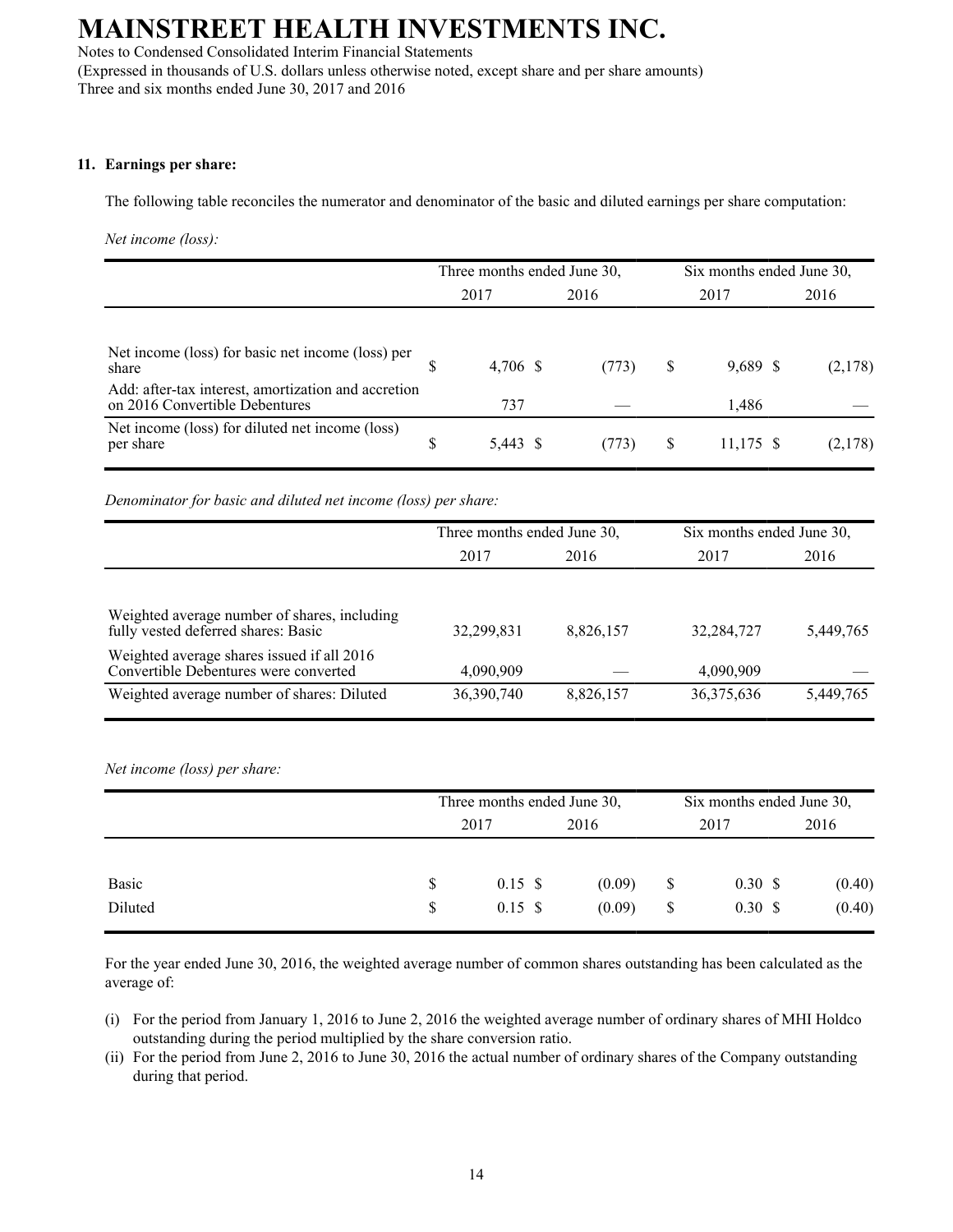## 11. Earnings per share:

The following table reconciles the numerator and denominator of the basic and diluted earnings per share computation:

*Net income (loss):*

| | Three months ended June 30, | | Six months ended June 30, | |
|---|---|---|---|---|
| | 2017 | 2016 | 2017 | 2016 |
| Net income (loss) for basic net income (loss) per share | $ 4,706 | $ (773) | $ 9,689 | $ (2,178) |
| Add: after-tax interest, amortization and accretion on 2016 Convertible Debentures | 737 | — | 1,486 | — |
| Net income (loss) for diluted net income (loss) per share | $ 5,443 | $ (773) | $ 11,175 | $ (2,178) |

*Denominator for basic and diluted net income (loss) per share:*

| | Three months ended June 30, | | Six months ended June 30, | |
|---|---|---|---|---|
| | 2017 | 2016 | 2017 | 2016 |
| Weighted average number of shares, including fully vested deferred shares: Basic | 32,299,831 | 8,826,157 | 32,284,727 | 5,449,765 |
| Weighted average shares issued if all 2016 Convertible Debentures were converted | 4,090,909 | — | 4,090,909 | — |
| Weighted average number of shares: Diluted | 36,390,740 | 8,826,157 | 36,375,636 | 5,449,765 |

*Net income (loss) per share:*

| | Three months ended June 30, | | Six months ended June 30, | |
|---|---|---|---|---|
| | 2017 | 2016 | 2017 | 2016 |
| Basic | $ 0.15 | $ (0.09) | $ 0.30 | $ (0.40) |
| Diluted | $ 0.15 | $ (0.09) | $ 0.30 | $ (0.40) |

For the year ended June 30, 2016, the weighted average number of common shares outstanding has been calculated as the average of:

(i) For the period from January 1, 2016 to June 2, 2016 the weighted average number of ordinary shares of MHI Holdco outstanding during the period multiplied by the share conversion ratio.
(ii) For the period from June 2, 2016 to June 30, 2016 the actual number of ordinary shares of the Company outstanding during that period.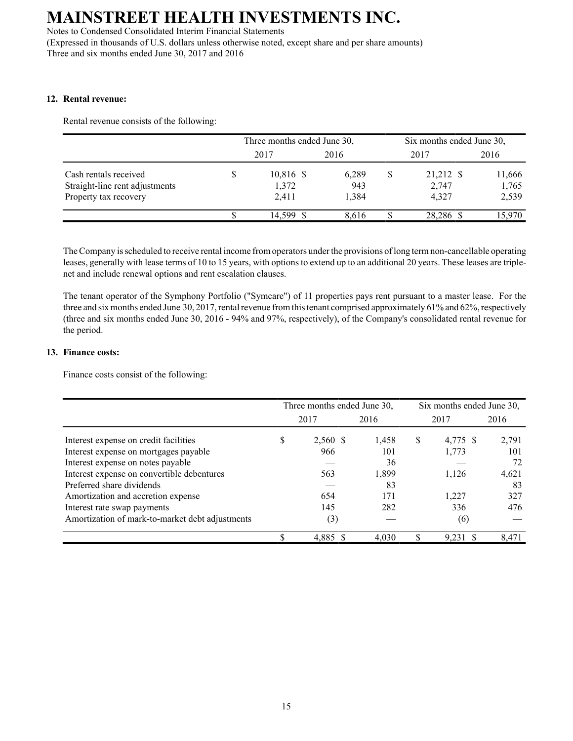## 12. Rental revenue:

Rental revenue consists of the following:

| | Three months ended June 30, | | Six months ended June 30, | |
|---|---|---|---|---|
| | 2017 | 2016 | 2017 | 2016 |
| Cash rentals received | $ 10,816 | $ 6,289 | $ 21,212 | $ 11,666 |
| Straight-line rent adjustments | 1,372 | 943 | 2,747 | 1,765 |
| Property tax recovery | 2,411 | 1,384 | 4,327 | 2,539 |
| | $ 14,599 | $ 8,616 | $ 28,286 | $ 15,970 |

The Company is scheduled to receive rental income from operators under the provisions of long term non-cancellable operating leases, generally with lease terms of 10 to 15 years, with options to extend up to an additional 20 years. These leases are triple-net and include renewal options and rent escalation clauses.

The tenant operator of the Symphony Portfolio ("Symcare") of 11 properties pays rent pursuant to a master lease. For the three and six months ended June 30, 2017, rental revenue from this tenant comprised approximately 61% and 62%, respectively (three and six months ended June 30, 2016 - 94% and 97%, respectively), of the Company's consolidated rental revenue for the period.

## 13. Finance costs:

Finance costs consist of the following:

| | Three months ended June 30, | | Six months ended June 30, | |
|---|---|---|---|---|
| | 2017 | 2016 | 2017 | 2016 |
| Interest expense on credit facilities | $ 2,560 | $ 1,458 | $ 4,775 | $ 2,791 |
| Interest expense on mortgages payable | 966 | 101 | 1,773 | 101 |
| Interest expense on notes payable | — | 36 | — | 72 |
| Interest expense on convertible debentures | 563 | 1,899 | 1,126 | 4,621 |
| Preferred share dividends | — | 83 | | 83 |
| Amortization and accretion expense | 654 | 171 | 1,227 | 327 |
| Interest rate swap payments | 145 | 282 | 336 | 476 |
| Amortization of mark-to-market debt adjustments | (3) | — | (6) | — |
| | $ 4,885 | $ 4,030 | $ 9,231 | $ 8,471 |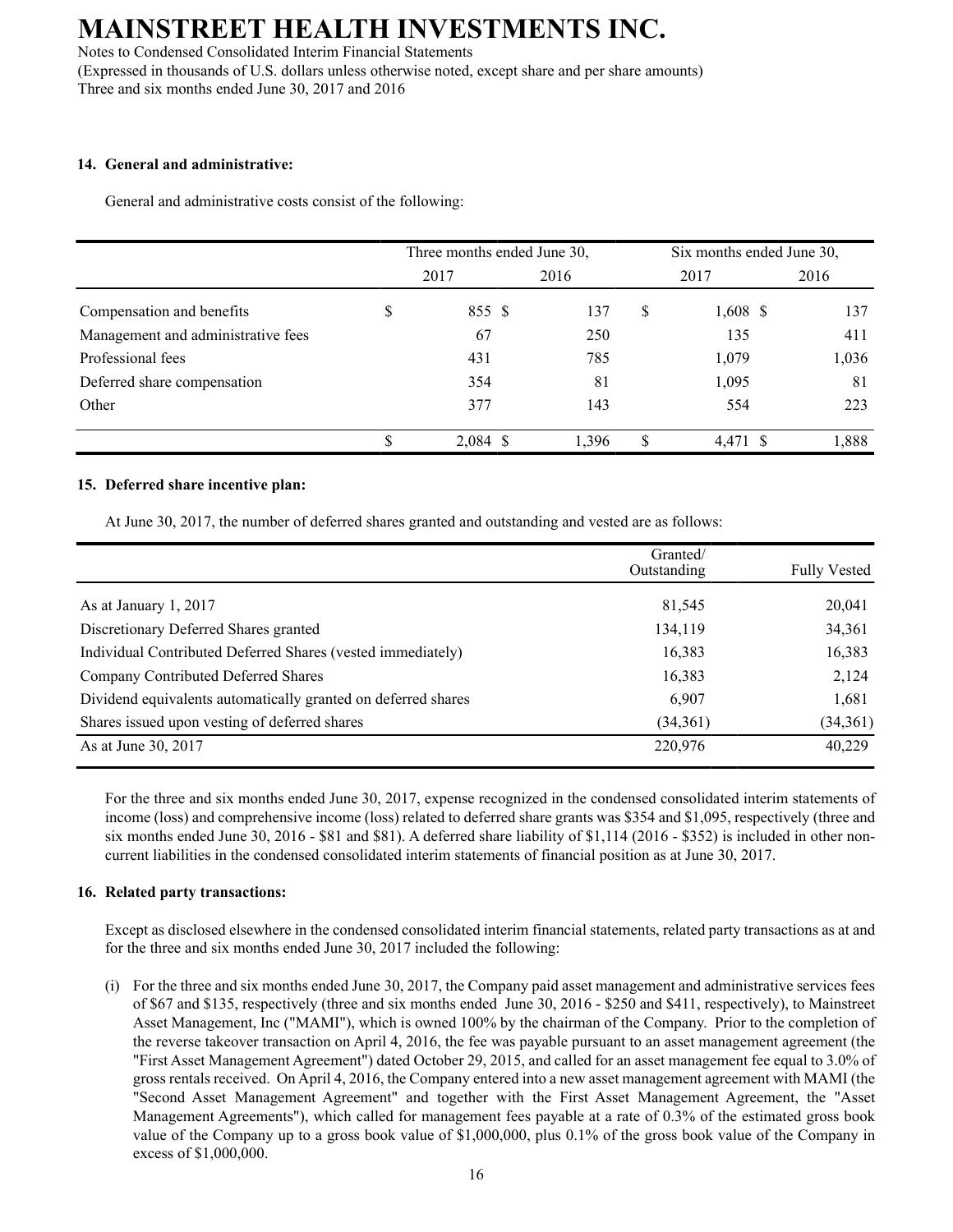# MAINSTREET HEALTH INVESTMENTS INC.

Notes to Condensed Consolidated Interim Financial Statements
(Expressed in thousands of U.S. dollars unless otherwise noted, except share and per share amounts)
Three and six months ended June 30, 2017 and 2016

## 14. General and administrative:

General and administrative costs consist of the following:

| | Three months ended June 30, | | Six months ended June 30, | |
|---|---|---|---|---|
| | 2017 | 2016 | 2017 | 2016 |
| Compensation and benefits | $ 855 | $ 137 | $ 1,608 | $ 137 |
| Management and administrative fees | 67 | 250 | 135 | 411 |
| Professional fees | 431 | 785 | 1,079 | 1,036 |
| Deferred share compensation | 354 | 81 | 1,095 | 81 |
| Other | 377 | 143 | 554 | 223 |
| | $ 2,084 | $ 1,396 | $ 4,471 | $ 1,888 |

## 15. Deferred share incentive plan:

At June 30, 2017, the number of deferred shares granted and outstanding and vested are as follows:

| | Granted/ Outstanding | Fully Vested |
|---|---|---|
| As at January 1, 2017 | 81,545 | 20,041 |
| Discretionary Deferred Shares granted | 134,119 | 34,361 |
| Individual Contributed Deferred Shares (vested immediately) | 16,383 | 16,383 |
| Company Contributed Deferred Shares | 16,383 | 2,124 |
| Dividend equivalents automatically granted on deferred shares | 6,907 | 1,681 |
| Shares issued upon vesting of deferred shares | (34,361) | (34,361) |
| As at June 30, 2017 | 220,976 | 40,229 |

For the three and six months ended June 30, 2017, expense recognized in the condensed consolidated interim statements of income (loss) and comprehensive income (loss) related to deferred share grants was $354 and $1,095, respectively (three and six months ended June 30, 2016 - $81 and $81). A deferred share liability of $1,114 (2016 - $352) is included in other non-current liabilities in the condensed consolidated interim statements of financial position as at June 30, 2017.

## 16. Related party transactions:

Except as disclosed elsewhere in the condensed consolidated interim financial statements, related party transactions as at and for the three and six months ended June 30, 2017 included the following:

(i) For the three and six months ended June 30, 2017, the Company paid asset management and administrative services fees of $67 and $135, respectively (three and six months ended June 30, 2016 - $250 and $411, respectively), to Mainstreet Asset Management, Inc ("MAMI"), which is owned 100% by the chairman of the Company. Prior to the completion of the reverse takeover transaction on April 4, 2016, the fee was payable pursuant to an asset management agreement (the "First Asset Management Agreement") dated October 29, 2015, and called for an asset management fee equal to 3.0% of gross rentals received. On April 4, 2016, the Company entered into a new asset management agreement with MAMI (the "Second Asset Management Agreement" and together with the First Asset Management Agreement, the "Asset Management Agreements"), which called for management fees payable at a rate of 0.3% of the estimated gross book value of the Company up to a gross book value of $1,000,000, plus 0.1% of the gross book value of the Company in excess of $1,000,000.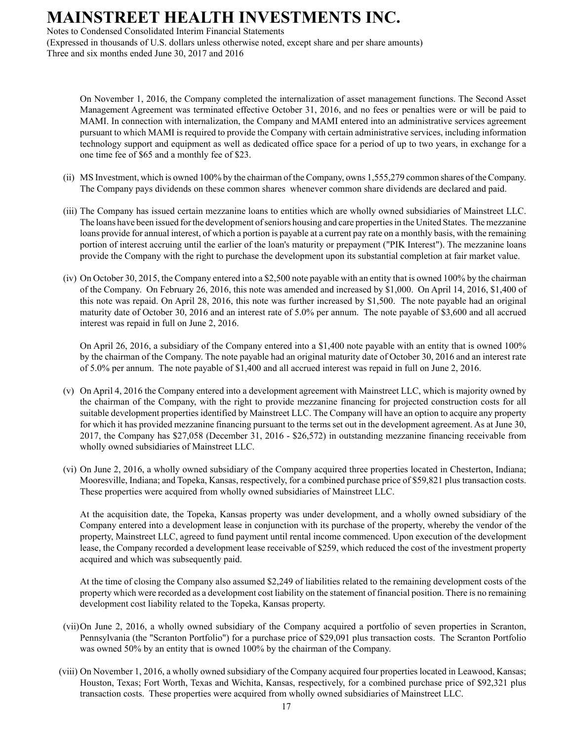On November 1, 2016, the Company completed the internalization of asset management functions. The Second Asset Management Agreement was terminated effective October 31, 2016, and no fees or penalties were or will be paid to MAMI. In connection with internalization, the Company and MAMI entered into an administrative services agreement pursuant to which MAMI is required to provide the Company with certain administrative services, including information technology support and equipment as well as dedicated office space for a period of up to two years, in exchange for a one time fee of $65 and a monthly fee of $23.

(ii) MS Investment, which is owned 100% by the chairman of the Company, owns 1,555,279 common shares of the Company. The Company pays dividends on these common shares whenever common share dividends are declared and paid.

(iii) The Company has issued certain mezzanine loans to entities which are wholly owned subsidiaries of Mainstreet LLC. The loans have been issued for the development of seniors housing and care properties in the United States. The mezzanine loans provide for annual interest, of which a portion is payable at a current pay rate on a monthly basis, with the remaining portion of interest accruing until the earlier of the loan's maturity or prepayment ("PIK Interest"). The mezzanine loans provide the Company with the right to purchase the development upon its substantial completion at fair market value.

(iv) On October 30, 2015, the Company entered into a $2,500 note payable with an entity that is owned 100% by the chairman of the Company. On February 26, 2016, this note was amended and increased by $1,000. On April 14, 2016, $1,400 of this note was repaid. On April 28, 2016, this note was further increased by $1,500. The note payable had an original maturity date of October 30, 2016 and an interest rate of 5.0% per annum. The note payable of $3,600 and all accrued interest was repaid in full on June 2, 2016.

On April 26, 2016, a subsidiary of the Company entered into a $1,400 note payable with an entity that is owned 100% by the chairman of the Company. The note payable had an original maturity date of October 30, 2016 and an interest rate of 5.0% per annum. The note payable of $1,400 and all accrued interest was repaid in full on June 2, 2016.

(v) On April 4, 2016 the Company entered into a development agreement with Mainstreet LLC, which is majority owned by the chairman of the Company, with the right to provide mezzanine financing for projected construction costs for all suitable development properties identified by Mainstreet LLC. The Company will have an option to acquire any property for which it has provided mezzanine financing pursuant to the terms set out in the development agreement. As at June 30, 2017, the Company has $27,058 (December 31, 2016 - $26,572) in outstanding mezzanine financing receivable from wholly owned subsidiaries of Mainstreet LLC.

(vi) On June 2, 2016, a wholly owned subsidiary of the Company acquired three properties located in Chesterton, Indiana; Mooresville, Indiana; and Topeka, Kansas, respectively, for a combined purchase price of $59,821 plus transaction costs. These properties were acquired from wholly owned subsidiaries of Mainstreet LLC.

At the acquisition date, the Topeka, Kansas property was under development, and a wholly owned subsidiary of the Company entered into a development lease in conjunction with its purchase of the property, whereby the vendor of the property, Mainstreet LLC, agreed to fund payment until rental income commenced. Upon execution of the development lease, the Company recorded a development lease receivable of $259, which reduced the cost of the investment property acquired and which was subsequently paid.

At the time of closing the Company also assumed $2,249 of liabilities related to the remaining development costs of the property which were recorded as a development cost liability on the statement of financial position. There is no remaining development cost liability related to the Topeka, Kansas property.

(vii) On June 2, 2016, a wholly owned subsidiary of the Company acquired a portfolio of seven properties in Scranton, Pennsylvania (the "Scranton Portfolio") for a purchase price of $29,091 plus transaction costs. The Scranton Portfolio was owned 50% by an entity that is owned 100% by the chairman of the Company.

(viii) On November 1, 2016, a wholly owned subsidiary of the Company acquired four properties located in Leawood, Kansas; Houston, Texas; Fort Worth, Texas and Wichita, Kansas, respectively, for a combined purchase price of $92,321 plus transaction costs. These properties were acquired from wholly owned subsidiaries of Mainstreet LLC.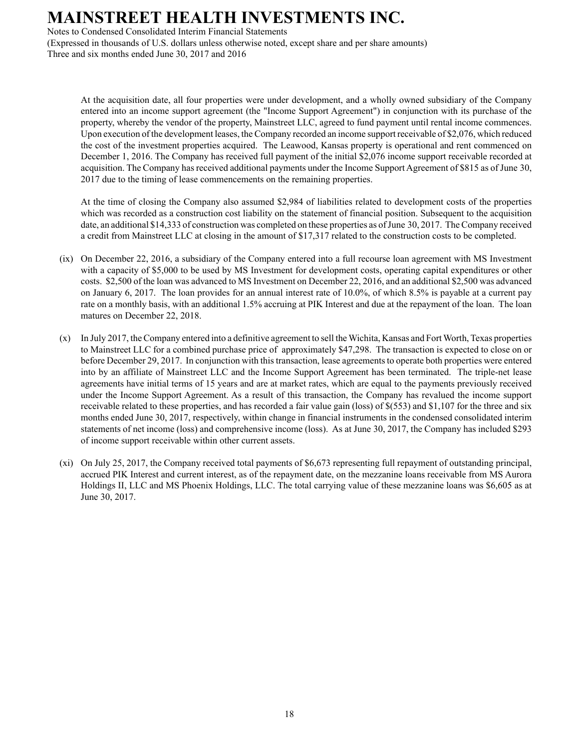At the acquisition date, all four properties were under development, and a wholly owned subsidiary of the Company entered into an income support agreement (the "Income Support Agreement") in conjunction with its purchase of the property, whereby the vendor of the property, Mainstreet LLC, agreed to fund payment until rental income commences. Upon execution of the development leases, the Company recorded an income support receivable of $2,076, which reduced the cost of the investment properties acquired. The Leawood, Kansas property is operational and rent commenced on December 1, 2016. The Company has received full payment of the initial $2,076 income support receivable recorded at acquisition. The Company has received additional payments under the Income Support Agreement of $815 as of June 30, 2017 due to the timing of lease commencements on the remaining properties.

At the time of closing the Company also assumed $2,984 of liabilities related to development costs of the properties which was recorded as a construction cost liability on the statement of financial position. Subsequent to the acquisition date, an additional $14,333 of construction was completed on these properties as of June 30, 2017. The Company received a credit from Mainstreet LLC at closing in the amount of $17,317 related to the construction costs to be completed.

(ix) On December 22, 2016, a subsidiary of the Company entered into a full recourse loan agreement with MS Investment with a capacity of $5,000 to be used by MS Investment for development costs, operating capital expenditures or other costs. $2,500 of the loan was advanced to MS Investment on December 22, 2016, and an additional $2,500 was advanced on January 6, 2017. The loan provides for an annual interest rate of 10.0%, of which 8.5% is payable at a current pay rate on a monthly basis, with an additional 1.5% accruing at PIK Interest and due at the repayment of the loan. The loan matures on December 22, 2018.

(x) In July 2017, the Company entered into a definitive agreement to sell the Wichita, Kansas and Fort Worth, Texas properties to Mainstreet LLC for a combined purchase price of approximately $47,298. The transaction is expected to close on or before December 29, 2017. In conjunction with this transaction, lease agreements to operate both properties were entered into by an affiliate of Mainstreet LLC and the Income Support Agreement has been terminated. The triple-net lease agreements have initial terms of 15 years and are at market rates, which are equal to the payments previously received under the Income Support Agreement. As a result of this transaction, the Company has revalued the income support receivable related to these properties, and has recorded a fair value gain (loss) of $(553) and $1,107 for the three and six months ended June 30, 2017, respectively, within change in financial instruments in the condensed consolidated interim statements of net income (loss) and comprehensive income (loss). As at June 30, 2017, the Company has included $293 of income support receivable within other current assets.

(xi) On July 25, 2017, the Company received total payments of $6,673 representing full repayment of outstanding principal, accrued PIK Interest and current interest, as of the repayment date, on the mezzanine loans receivable from MS Aurora Holdings II, LLC and MS Phoenix Holdings, LLC. The total carrying value of these mezzanine loans was $6,605 as at June 30, 2017.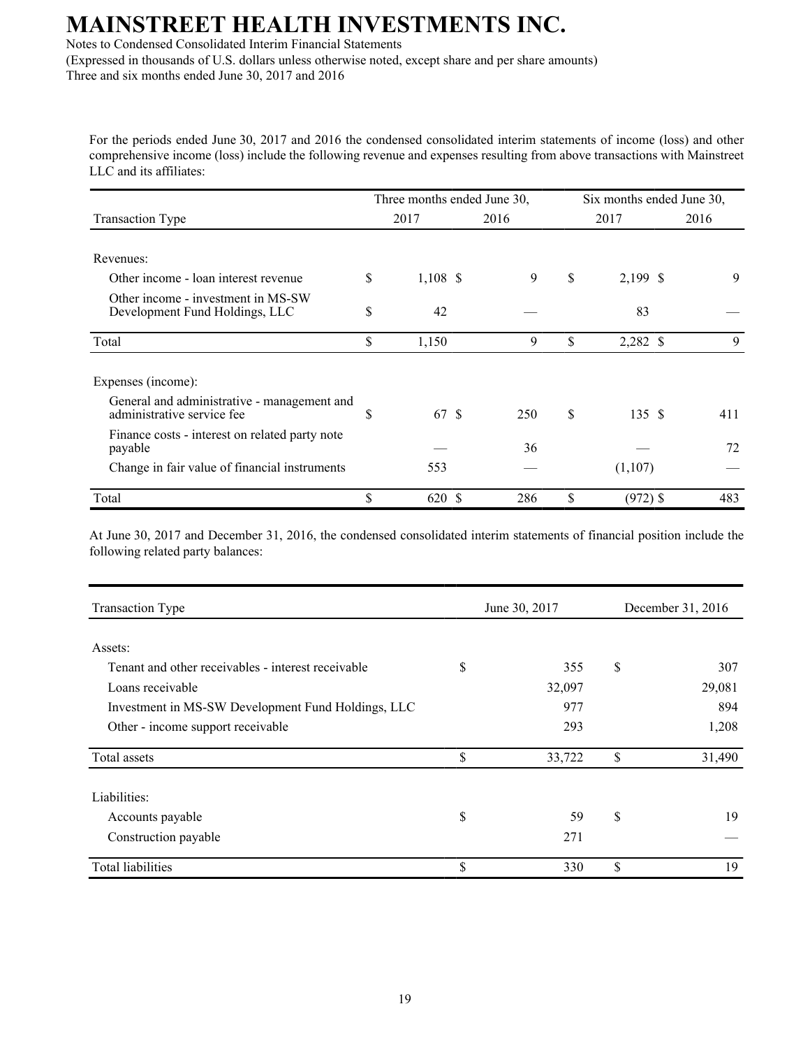For the periods ended June 30, 2017 and 2016 the condensed consolidated interim statements of income (loss) and other comprehensive income (loss) include the following revenue and expenses resulting from above transactions with Mainstreet LLC and its affiliates:

| Transaction Type | Three months ended June 30, 2017 | Three months ended June 30, 2016 | Six months ended June 30, 2017 | Six months ended June 30, 2016 |
|---|---|---|---|---|
| Revenues: | | | | |
| Other income - loan interest revenue | $ 1,108 | $ 9 | $ 2,199 | $ 9 |
| Other income - investment in MS-SW Development Fund Holdings, LLC | $ 42 | — | 83 | — |
| Total | $ 1,150 | 9 | $ 2,282 | $ 9 |
| Expenses (income): | | | | |
| General and administrative - management and administrative service fee | $ 67 | $ 250 | $ 135 | $ 411 |
| Finance costs - interest on related party note payable | — | 36 | — | 72 |
| Change in fair value of financial instruments | 553 | — | (1,107) | — |
| Total | $ 620 | $ 286 | $ (972) | $ 483 |

At June 30, 2017 and December 31, 2016, the condensed consolidated interim statements of financial position include the following related party balances:

| Transaction Type | June 30, 2017 | December 31, 2016 |
|---|---|---|
| Assets: | | |
| Tenant and other receivables - interest receivable | $ 355 | $ 307 |
| Loans receivable | 32,097 | 29,081 |
| Investment in MS-SW Development Fund Holdings, LLC | 977 | 894 |
| Other - income support receivable | 293 | 1,208 |
| Total assets | $ 33,722 | $ 31,490 |
| Liabilities: | | |
| Accounts payable | $ 59 | $ 19 |
| Construction payable | 271 | — |
| Total liabilities | $ 330 | $ 19 |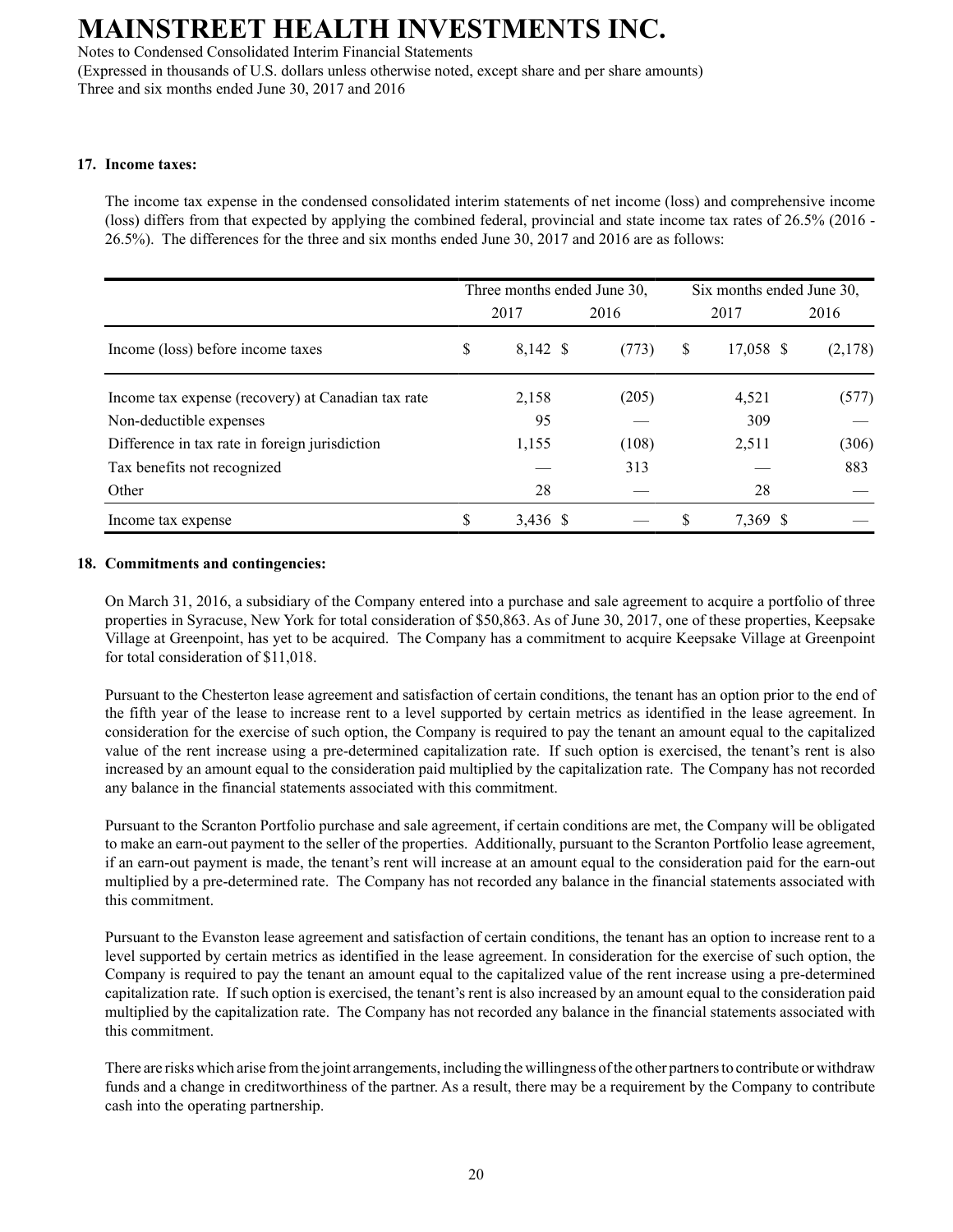**17. Income taxes:**

The income tax expense in the condensed consolidated interim statements of net income (loss) and comprehensive income (loss) differs from that expected by applying the combined federal, provincial and state income tax rates of 26.5% (2016 - 26.5%). The differences for the three and six months ended June 30, 2017 and 2016 are as follows:

| | Three months ended June 30, | | Six months ended June 30, | |
|---|---|---|---|---|
| | 2017 | 2016 | 2017 | 2016 |
| Income (loss) before income taxes | $ 8,142 | $ (773) | $ 17,058 | $ (2,178) |
| Income tax expense (recovery) at Canadian tax rate | 2,158 | (205) | 4,521 | (577) |
| Non-deductible expenses | 95 | — | 309 | — |
| Difference in tax rate in foreign jurisdiction | 1,155 | (108) | 2,511 | (306) |
| Tax benefits not recognized | — | 313 | — | 883 |
| Other | 28 | — | 28 | — |
| Income tax expense | $ 3,436 | $ — | $ 7,369 | $ — |

**18. Commitments and contingencies:**

On March 31, 2016, a subsidiary of the Company entered into a purchase and sale agreement to acquire a portfolio of three properties in Syracuse, New York for total consideration of $50,863. As of June 30, 2017, one of these properties, Keepsake Village at Greenpoint, has yet to be acquired. The Company has a commitment to acquire Keepsake Village at Greenpoint for total consideration of $11,018.

Pursuant to the Chesterton lease agreement and satisfaction of certain conditions, the tenant has an option prior to the end of the fifth year of the lease to increase rent to a level supported by certain metrics as identified in the lease agreement. In consideration for the exercise of such option, the Company is required to pay the tenant an amount equal to the capitalized value of the rent increase using a pre-determined capitalization rate. If such option is exercised, the tenant's rent is also increased by an amount equal to the consideration paid multiplied by the capitalization rate. The Company has not recorded any balance in the financial statements associated with this commitment.

Pursuant to the Scranton Portfolio purchase and sale agreement, if certain conditions are met, the Company will be obligated to make an earn-out payment to the seller of the properties. Additionally, pursuant to the Scranton Portfolio lease agreement, if an earn-out payment is made, the tenant's rent will increase at an amount equal to the consideration paid for the earn-out multiplied by a pre-determined rate. The Company has not recorded any balance in the financial statements associated with this commitment.

Pursuant to the Evanston lease agreement and satisfaction of certain conditions, the tenant has an option to increase rent to a level supported by certain metrics as identified in the lease agreement. In consideration for the exercise of such option, the Company is required to pay the tenant an amount equal to the capitalized value of the rent increase using a pre-determined capitalization rate. If such option is exercised, the tenant's rent is also increased by an amount equal to the consideration paid multiplied by the capitalization rate. The Company has not recorded any balance in the financial statements associated with this commitment.

There are risks which arise from the joint arrangements, including the willingness of the other partners to contribute or withdraw funds and a change in creditworthiness of the partner. As a result, there may be a requirement by the Company to contribute cash into the operating partnership.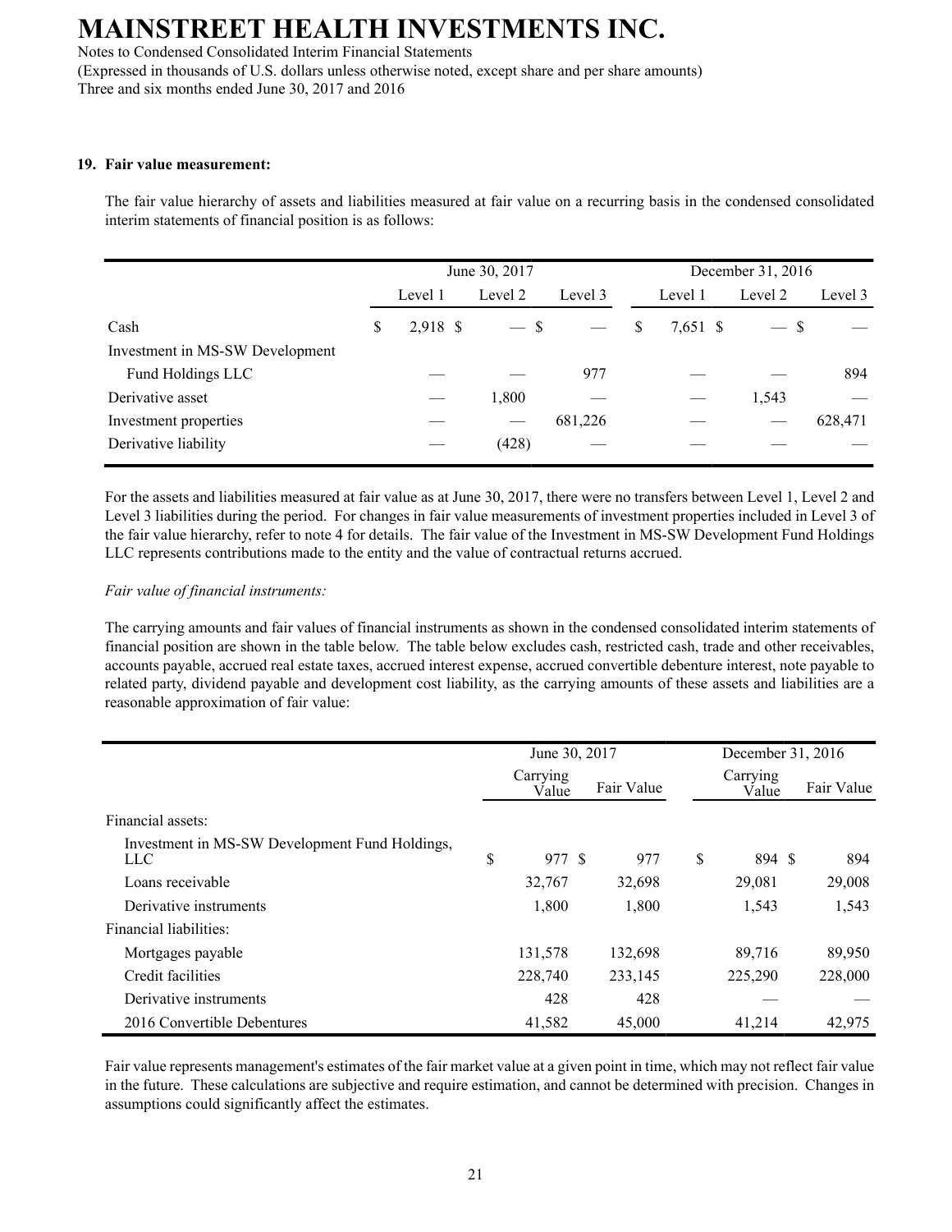# MAINSTREET HEALTH INVESTMENTS INC.

Notes to Condensed Consolidated Interim Financial Statements
(Expressed in thousands of U.S. dollars unless otherwise noted, except share and per share amounts)
Three and six months ended June 30, 2017 and 2016

**19. Fair value measurement:**

The fair value hierarchy of assets and liabilities measured at fair value on a recurring basis in the condensed consolidated interim statements of financial position is as follows:

| | June 30, 2017 | | | December 31, 2016 | | |
|---|---|---|---|---|---|---|
| | Level 1 | Level 2 | Level 3 | Level 1 | Level 2 | Level 3 |
| Cash | $ 2,918 | $ — | $ — | $ 7,651 | $ — | $ — |
| Investment in MS-SW Development Fund Holdings LLC | — | — | 977 | — | — | 894 |
| Derivative asset | — | 1,800 | — | — | 1,543 | — |
| Investment properties | — | — | 681,226 | — | — | 628,471 |
| Derivative liability | — | (428) | — | — | — | — |

For the assets and liabilities measured at fair value as at June 30, 2017, there were no transfers between Level 1, Level 2 and Level 3 liabilities during the period. For changes in fair value measurements of investment properties included in Level 3 of the fair value hierarchy, refer to note 4 for details. The fair value of the Investment in MS-SW Development Fund Holdings LLC represents contributions made to the entity and the value of contractual returns accrued.

*Fair value of financial instruments:*

The carrying amounts and fair values of financial instruments as shown in the condensed consolidated interim statements of financial position are shown in the table below. The table below excludes cash, restricted cash, trade and other receivables, accounts payable, accrued real estate taxes, accrued interest expense, accrued convertible debenture interest, note payable to related party, dividend payable and development cost liability, as the carrying amounts of these assets and liabilities are a reasonable approximation of fair value:

| | June 30, 2017 | | December 31, 2016 | |
|---|---|---|---|---|
| | Carrying Value | Fair Value | Carrying Value | Fair Value |
| Financial assets: | | | | |
| Investment in MS-SW Development Fund Holdings, LLC | $ 977 | $ 977 | $ 894 | $ 894 |
| Loans receivable | 32,767 | 32,698 | 29,081 | 29,008 |
| Derivative instruments | 1,800 | 1,800 | 1,543 | 1,543 |
| Financial liabilities: | | | | |
| Mortgages payable | 131,578 | 132,698 | 89,716 | 89,950 |
| Credit facilities | 228,740 | 233,145 | 225,290 | 228,000 |
| Derivative instruments | 428 | 428 | — | — |
| 2016 Convertible Debentures | 41,582 | 45,000 | 41,214 | 42,975 |

Fair value represents management's estimates of the fair market value at a given point in time, which may not reflect fair value in the future. These calculations are subjective and require estimation, and cannot be determined with precision. Changes in assumptions could significantly affect the estimates.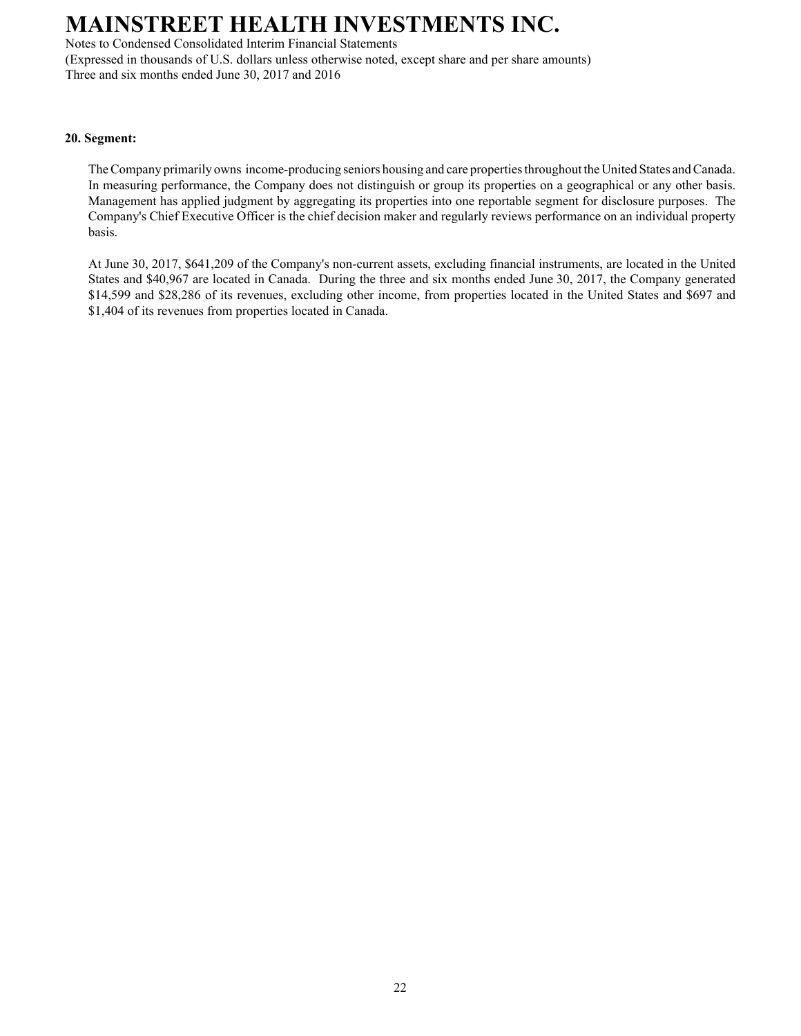## 20. Segment:

The Company primarily owns income-producing seniors housing and care properties throughout the United States and Canada. In measuring performance, the Company does not distinguish or group its properties on a geographical or any other basis. Management has applied judgment by aggregating its properties into one reportable segment for disclosure purposes. The Company's Chief Executive Officer is the chief decision maker and regularly reviews performance on an individual property basis.

At June 30, 2017, $641,209 of the Company's non-current assets, excluding financial instruments, are located in the United States and $40,967 are located in Canada. During the three and six months ended June 30, 2017, the Company generated $14,599 and $28,286 of its revenues, excluding other income, from properties located in the United States and $697 and $1,404 of its revenues from properties located in Canada.